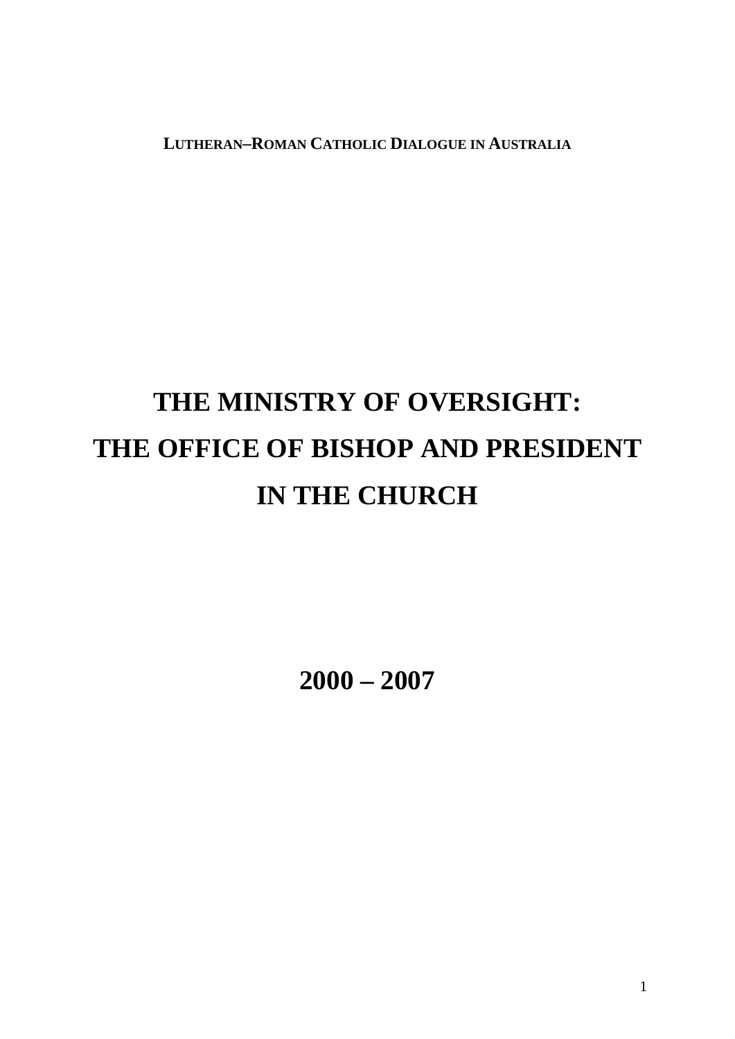**LUTHERAN–ROMAN CATHOLIC DIALOGUE IN AUSTRALIA**

# THE MINISTRY OF OVERSIGHT: THE OFFICE OF BISHOP AND PRESIDENT IN THE CHURCH

## 2000 – 2007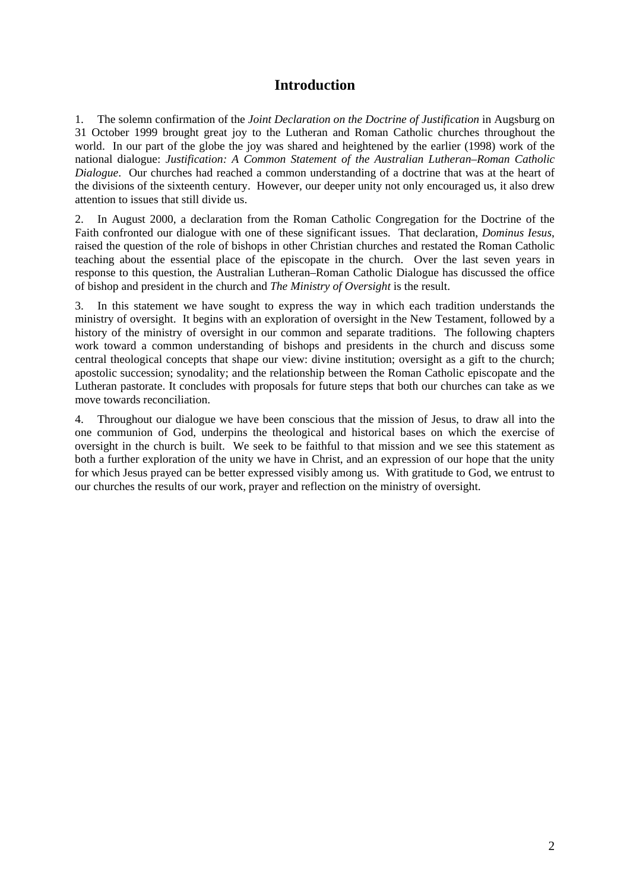# Introduction

1. The solemn confirmation of the *Joint Declaration on the Doctrine of Justification* in Augsburg on 31 October 1999 brought great joy to the Lutheran and Roman Catholic churches throughout the world. In our part of the globe the joy was shared and heightened by the earlier (1998) work of the national dialogue: *Justification: A Common Statement of the Australian Lutheran–Roman Catholic Dialogue*. Our churches had reached a common understanding of a doctrine that was at the heart of the divisions of the sixteenth century. However, our deeper unity not only encouraged us, it also drew attention to issues that still divide us.

2. In August 2000, a declaration from the Roman Catholic Congregation for the Doctrine of the Faith confronted our dialogue with one of these significant issues. That declaration, *Dominus Iesus*, raised the question of the role of bishops in other Christian churches and restated the Roman Catholic teaching about the essential place of the episcopate in the church. Over the last seven years in response to this question, the Australian Lutheran–Roman Catholic Dialogue has discussed the office of bishop and president in the church and *The Ministry of Oversight* is the result.

3. In this statement we have sought to express the way in which each tradition understands the ministry of oversight. It begins with an exploration of oversight in the New Testament, followed by a history of the ministry of oversight in our common and separate traditions. The following chapters work toward a common understanding of bishops and presidents in the church and discuss some central theological concepts that shape our view: divine institution; oversight as a gift to the church; apostolic succession; synodality; and the relationship between the Roman Catholic episcopate and the Lutheran pastorate. It concludes with proposals for future steps that both our churches can take as we move towards reconciliation.

4. Throughout our dialogue we have been conscious that the mission of Jesus, to draw all into the one communion of God, underpins the theological and historical bases on which the exercise of oversight in the church is built. We seek to be faithful to that mission and we see this statement as both a further exploration of the unity we have in Christ, and an expression of our hope that the unity for which Jesus prayed can be better expressed visibly among us. With gratitude to God, we entrust to our churches the results of our work, prayer and reflection on the ministry of oversight.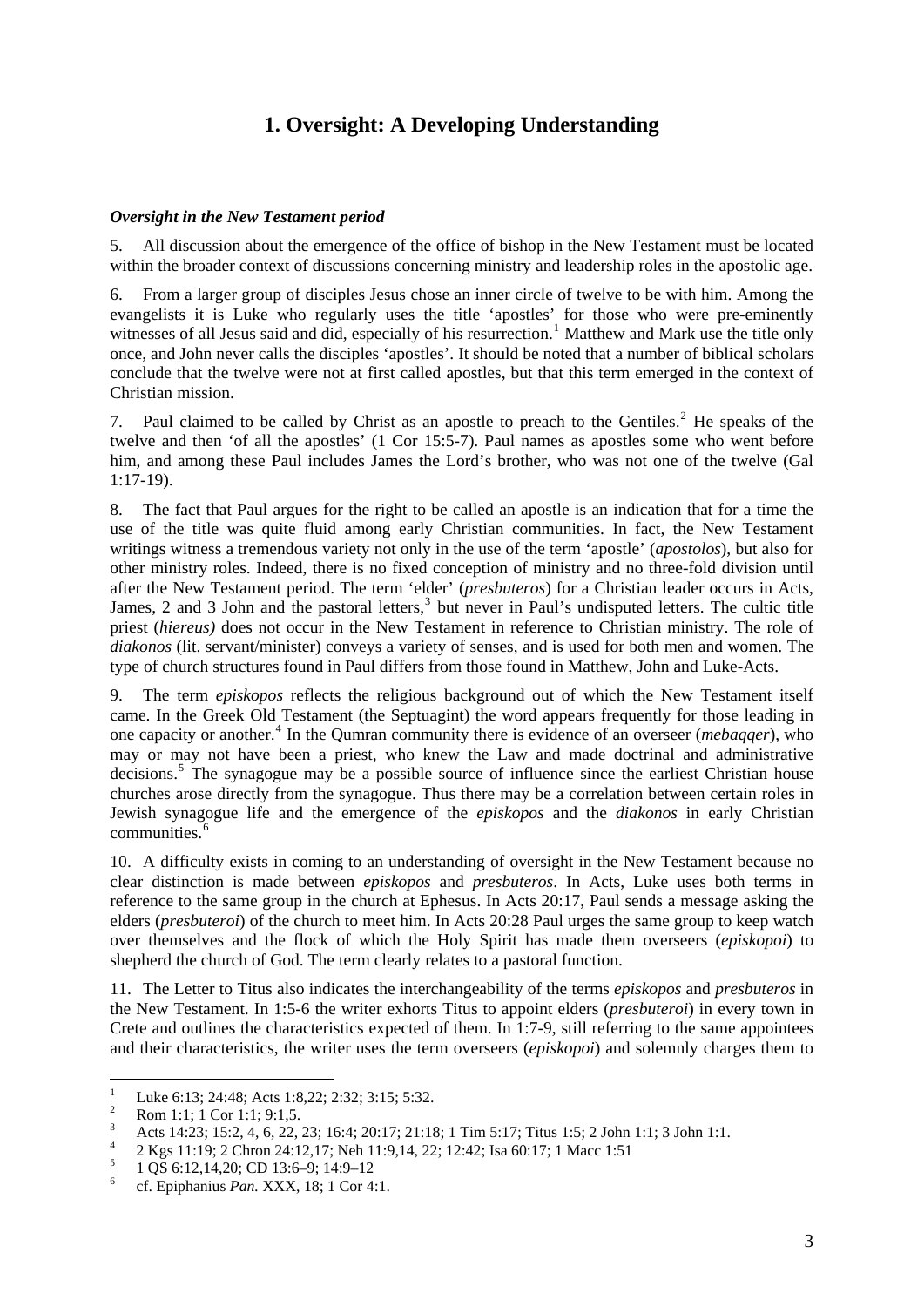# 1. Oversight: A Developing Understanding

***Oversight in the New Testament period***

5. All discussion about the emergence of the office of bishop in the New Testament must be located within the broader context of discussions concerning ministry and leadership roles in the apostolic age.

6. From a larger group of disciples Jesus chose an inner circle of twelve to be with him. Among the evangelists it is Luke who regularly uses the title 'apostles' for those who were pre-eminently witnesses of all Jesus said and did, especially of his resurrection.[1] Matthew and Mark use the title only once, and John never calls the disciples 'apostles'. It should be noted that a number of biblical scholars conclude that the twelve were not at first called apostles, but that this term emerged in the context of Christian mission.

7. Paul claimed to be called by Christ as an apostle to preach to the Gentiles.[2] He speaks of the twelve and then 'of all the apostles' (1 Cor 15:5-7). Paul names as apostles some who went before him, and among these Paul includes James the Lord's brother, who was not one of the twelve (Gal 1:17-19).

8. The fact that Paul argues for the right to be called an apostle is an indication that for a time the use of the title was quite fluid among early Christian communities. In fact, the New Testament writings witness a tremendous variety not only in the use of the term 'apostle' (*apostolos*), but also for other ministry roles. Indeed, there is no fixed conception of ministry and no three-fold division until after the New Testament period. The term 'elder' (*presbuteros*) for a Christian leader occurs in Acts, James, 2 and 3 John and the pastoral letters,[3] but never in Paul's undisputed letters. The cultic title priest (*hiereus)* does not occur in the New Testament in reference to Christian ministry. The role of *diakonos* (lit. servant/minister) conveys a variety of senses, and is used for both men and women. The type of church structures found in Paul differs from those found in Matthew, John and Luke-Acts.

9. The term *episkopos* reflects the religious background out of which the New Testament itself came. In the Greek Old Testament (the Septuagint) the word appears frequently for those leading in one capacity or another.[4] In the Qumran community there is evidence of an overseer (*mebaqqer*), who may or may not have been a priest, who knew the Law and made doctrinal and administrative decisions.[5] The synagogue may be a possible source of influence since the earliest Christian house churches arose directly from the synagogue. Thus there may be a correlation between certain roles in Jewish synagogue life and the emergence of the *episkopos* and the *diakonos* in early Christian communities.[6]

10. A difficulty exists in coming to an understanding of oversight in the New Testament because no clear distinction is made between *episkopos* and *presbuteros*. In Acts, Luke uses both terms in reference to the same group in the church at Ephesus. In Acts 20:17, Paul sends a message asking the elders (*presbuteroi*) of the church to meet him. In Acts 20:28 Paul urges the same group to keep watch over themselves and the flock of which the Holy Spirit has made them overseers (*episkopoi*) to shepherd the church of God. The term clearly relates to a pastoral function.

11. The Letter to Titus also indicates the interchangeability of the terms *episkopos* and *presbuteros* in the New Testament. In 1:5-6 the writer exhorts Titus to appoint elders (*presbuteroi*) in every town in Crete and outlines the characteristics expected of them. In 1:7-9, still referring to the same appointees and their characteristics, the writer uses the term overseers (*episkopoi*) and solemnly charges them to

---

[1] Luke 6:13; 24:48; Acts 1:8,22; 2:32; 3:15; 5:32.

[2] Rom 1:1; 1 Cor 1:1; 9:1,5.

[3] Acts 14:23; 15:2, 4, 6, 22, 23; 16:4; 20:17; 21:18; 1 Tim 5:17; Titus 1:5; 2 John 1:1; 3 John 1:1.

[4] 2 Kgs 11:19; 2 Chron 24:12,17; Neh 11:9,14, 22; 12:42; Isa 60:17; 1 Macc 1:51

[5] 1 QS 6:12,14,20; CD 13:6–9; 14:9–12

[6] cf. Epiphanius *Pan.* XXX, 18; 1 Cor 4:1.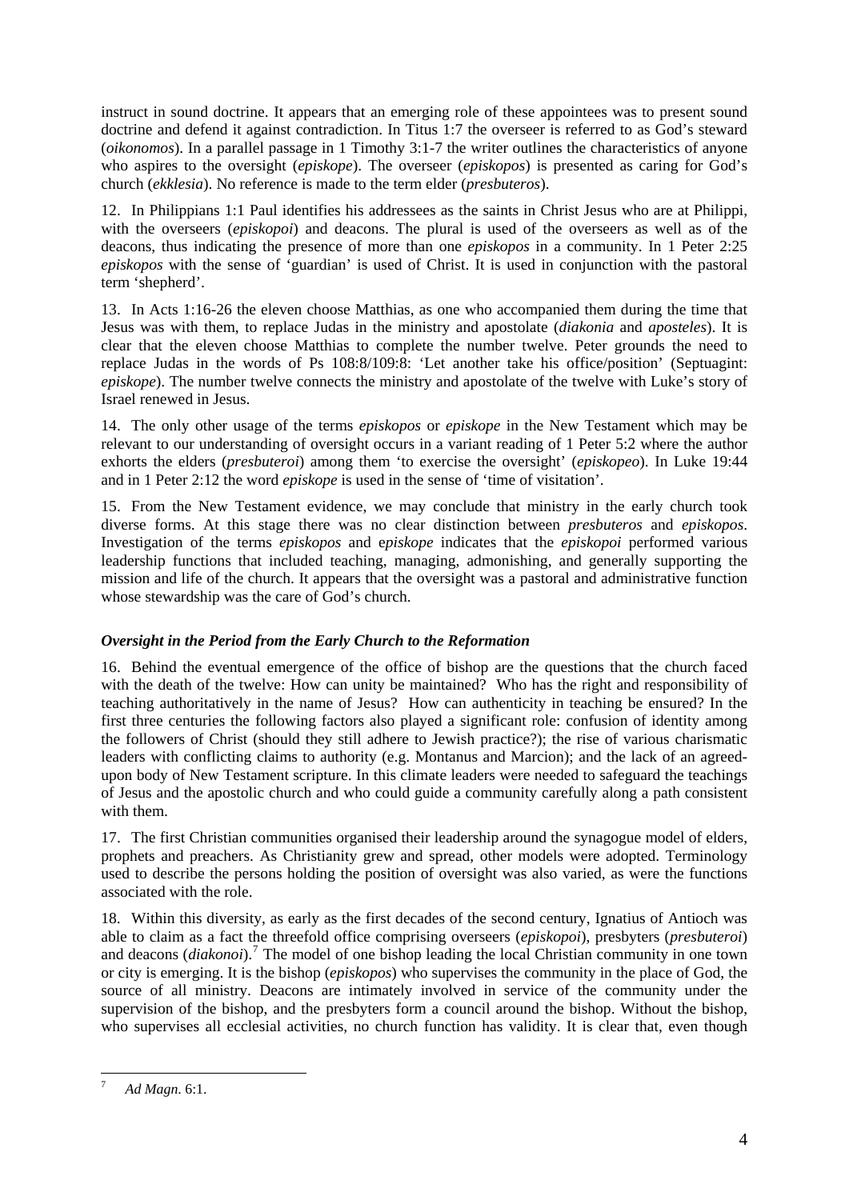instruct in sound doctrine. It appears that an emerging role of these appointees was to present sound doctrine and defend it against contradiction. In Titus 1:7 the overseer is referred to as God's steward (*oikonomos*). In a parallel passage in 1 Timothy 3:1-7 the writer outlines the characteristics of anyone who aspires to the oversight (*episkope*). The overseer (*episkopos*) is presented as caring for God's church (*ekklesia*). No reference is made to the term elder (*presbuteros*).

12. In Philippians 1:1 Paul identifies his addressees as the saints in Christ Jesus who are at Philippi, with the overseers (*episkopoi*) and deacons. The plural is used of the overseers as well as of the deacons, thus indicating the presence of more than one *episkopos* in a community. In 1 Peter 2:25 *episkopos* with the sense of 'guardian' is used of Christ. It is used in conjunction with the pastoral term 'shepherd'.

13. In Acts 1:16-26 the eleven choose Matthias, as one who accompanied them during the time that Jesus was with them, to replace Judas in the ministry and apostolate (*diakonia* and *aposteles*). It is clear that the eleven choose Matthias to complete the number twelve. Peter grounds the need to replace Judas in the words of Ps 108:8/109:8: 'Let another take his office/position' (Septuagint: *episkope*). The number twelve connects the ministry and apostolate of the twelve with Luke's story of Israel renewed in Jesus.

14. The only other usage of the terms *episkopos* or *episkope* in the New Testament which may be relevant to our understanding of oversight occurs in a variant reading of 1 Peter 5:2 where the author exhorts the elders (*presbuteroi*) among them 'to exercise the oversight' (*episkopeo*). In Luke 19:44 and in 1 Peter 2:12 the word *episkope* is used in the sense of 'time of visitation'.

15. From the New Testament evidence, we may conclude that ministry in the early church took diverse forms. At this stage there was no clear distinction between *presbuteros* and *episkopos*. Investigation of the terms *episkopos* and e*piskope* indicates that the *episkopoi* performed various leadership functions that included teaching, managing, admonishing, and generally supporting the mission and life of the church. It appears that the oversight was a pastoral and administrative function whose stewardship was the care of God's church.

### *Oversight in the Period from the Early Church to the Reformation*

16. Behind the eventual emergence of the office of bishop are the questions that the church faced with the death of the twelve: How can unity be maintained? Who has the right and responsibility of teaching authoritatively in the name of Jesus? How can authenticity in teaching be ensured? In the first three centuries the following factors also played a significant role: confusion of identity among the followers of Christ (should they still adhere to Jewish practice?); the rise of various charismatic leaders with conflicting claims to authority (e.g. Montanus and Marcion); and the lack of an agreed-upon body of New Testament scripture. In this climate leaders were needed to safeguard the teachings of Jesus and the apostolic church and who could guide a community carefully along a path consistent with them.

17. The first Christian communities organised their leadership around the synagogue model of elders, prophets and preachers. As Christianity grew and spread, other models were adopted. Terminology used to describe the persons holding the position of oversight was also varied, as were the functions associated with the role.

18. Within this diversity, as early as the first decades of the second century, Ignatius of Antioch was able to claim as a fact the threefold office comprising overseers (*episkopoi*), presbyters (*presbuteroi*) and deacons (*diakonoi*).[7] The model of one bishop leading the local Christian community in one town or city is emerging. It is the bishop (*episkopos*) who supervises the community in the place of God, the source of all ministry. Deacons are intimately involved in service of the community under the supervision of the bishop, and the presbyters form a council around the bishop. Without the bishop, who supervises all ecclesial activities, no church function has validity. It is clear that, even though

[7] *Ad Magn.* 6:1.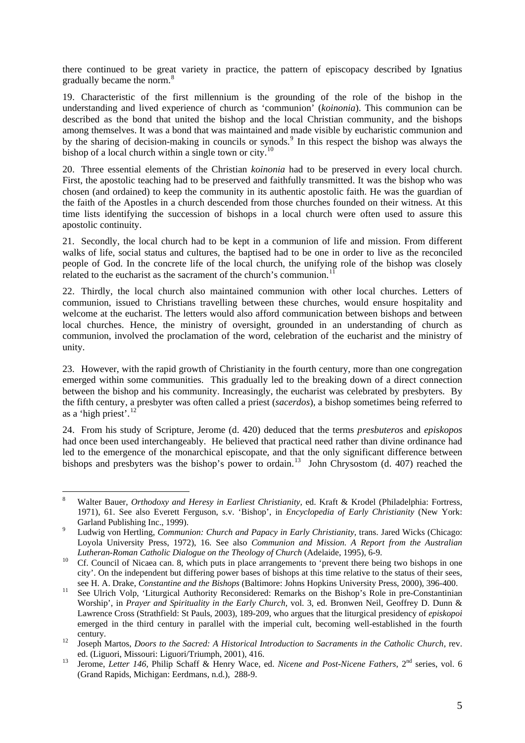there continued to be great variety in practice, the pattern of episcopacy described by Ignatius gradually became the norm.[8]

19. Characteristic of the first millennium is the grounding of the role of the bishop in the understanding and lived experience of church as 'communion' (*koinonia*). This communion can be described as the bond that united the bishop and the local Christian community, and the bishops among themselves. It was a bond that was maintained and made visible by eucharistic communion and by the sharing of decision-making in councils or synods.[9] In this respect the bishop was always the bishop of a local church within a single town or city.[10]

20. Three essential elements of the Christian *koinonia* had to be preserved in every local church. First, the apostolic teaching had to be preserved and faithfully transmitted. It was the bishop who was chosen (and ordained) to keep the community in its authentic apostolic faith. He was the guardian of the faith of the Apostles in a church descended from those churches founded on their witness. At this time lists identifying the succession of bishops in a local church were often used to assure this apostolic continuity.

21. Secondly, the local church had to be kept in a communion of life and mission. From different walks of life, social status and cultures, the baptised had to be one in order to live as the reconciled people of God. In the concrete life of the local church, the unifying role of the bishop was closely related to the eucharist as the sacrament of the church's communion.[11]

22. Thirdly, the local church also maintained communion with other local churches. Letters of communion, issued to Christians travelling between these churches, would ensure hospitality and welcome at the eucharist. The letters would also afford communication between bishops and between local churches. Hence, the ministry of oversight, grounded in an understanding of church as communion, involved the proclamation of the word, celebration of the eucharist and the ministry of unity.

23. However, with the rapid growth of Christianity in the fourth century, more than one congregation emerged within some communities. This gradually led to the breaking down of a direct connection between the bishop and his community. Increasingly, the eucharist was celebrated by presbyters. By the fifth century, a presbyter was often called a priest (*sacerdos*), a bishop sometimes being referred to as a 'high priest'.[12]

24. From his study of Scripture, Jerome (d. 420) deduced that the terms *presbuteros* and *episkopos* had once been used interchangeably. He believed that practical need rather than divine ordinance had led to the emergence of the monarchical episcopate, and that the only significant difference between bishops and presbyters was the bishop's power to ordain.[13] John Chrysostom (d. 407) reached the

---

[8] Walter Bauer, *Orthodoxy and Heresy in Earliest Christianity*, ed. Kraft & Krodel (Philadelphia: Fortress, 1971), 61. See also Everett Ferguson, s.v. 'Bishop', in *Encyclopedia of Early Christianity* (New York: Garland Publishing Inc., 1999).

[9] Ludwig von Hertling, *Communion: Church and Papacy in Early Christianity*, trans. Jared Wicks (Chicago: Loyola University Press, 1972), 16. See also *Communion and Mission. A Report from the Australian Lutheran-Roman Catholic Dialogue on the Theology of Church* (Adelaide, 1995), 6-9.

[10] Cf. Council of Nicaea can. 8, which puts in place arrangements to 'prevent there being two bishops in one city'. On the independent but differing power bases of bishops at this time relative to the status of their sees, see H. A. Drake, *Constantine and the Bishops* (Baltimore: Johns Hopkins University Press, 2000), 396-400.

[11] See Ulrich Volp, 'Liturgical Authority Reconsidered: Remarks on the Bishop's Role in pre-Constantinian Worship', in *Prayer and Spirituality in the Early Church*, vol. 3, ed. Bronwen Neil, Geoffrey D. Dunn & Lawrence Cross (Strathfield: St Pauls, 2003), 189-209, who argues that the liturgical presidency of *episkopoi* emerged in the third century in parallel with the imperial cult, becoming well-established in the fourth century.

[12] Joseph Martos, *Doors to the Sacred: A Historical Introduction to Sacraments in the Catholic Church*, rev. ed. (Liguori, Missouri: Liguori/Triumph, 2001), 416.

[13] Jerome, *Letter 146*, Philip Schaff & Henry Wace, ed. *Nicene and Post-Nicene Fathers*, 2nd series, vol. 6 (Grand Rapids, Michigan: Eerdmans, n.d.), 288-9.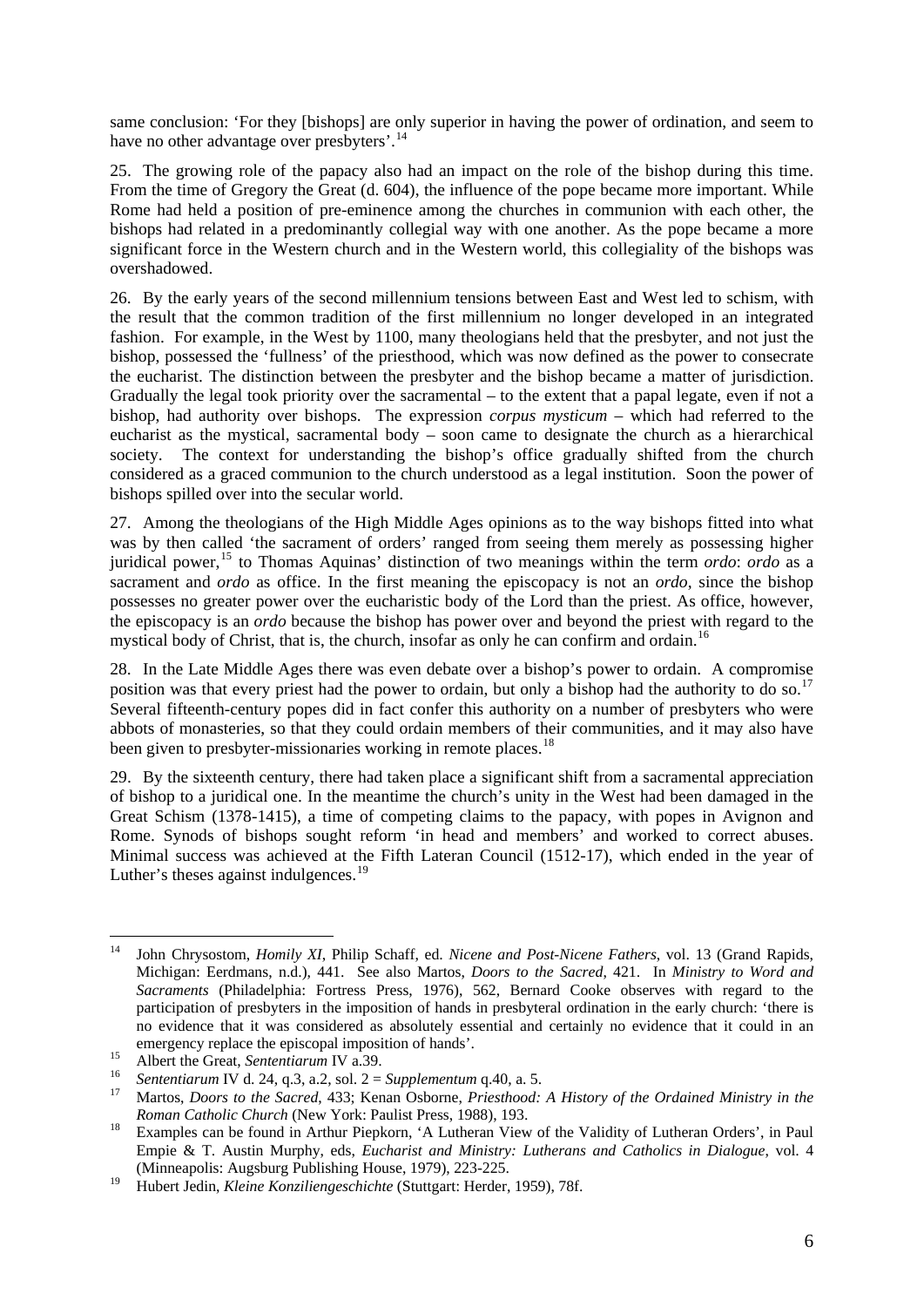same conclusion: 'For they [bishops] are only superior in having the power of ordination, and seem to have no other advantage over presbyters'.[14]

25. The growing role of the papacy also had an impact on the role of the bishop during this time. From the time of Gregory the Great (d. 604), the influence of the pope became more important. While Rome had held a position of pre-eminence among the churches in communion with each other, the bishops had related in a predominantly collegial way with one another. As the pope became a more significant force in the Western church and in the Western world, this collegiality of the bishops was overshadowed.

26. By the early years of the second millennium tensions between East and West led to schism, with the result that the common tradition of the first millennium no longer developed in an integrated fashion. For example, in the West by 1100, many theologians held that the presbyter, and not just the bishop, possessed the 'fullness' of the priesthood, which was now defined as the power to consecrate the eucharist. The distinction between the presbyter and the bishop became a matter of jurisdiction. Gradually the legal took priority over the sacramental – to the extent that a papal legate, even if not a bishop, had authority over bishops. The expression *corpus mysticum* – which had referred to the eucharist as the mystical, sacramental body – soon came to designate the church as a hierarchical society. The context for understanding the bishop's office gradually shifted from the church considered as a graced communion to the church understood as a legal institution. Soon the power of bishops spilled over into the secular world.

27. Among the theologians of the High Middle Ages opinions as to the way bishops fitted into what was by then called 'the sacrament of orders' ranged from seeing them merely as possessing higher juridical power,[15] to Thomas Aquinas' distinction of two meanings within the term *ordo*: *ordo* as a sacrament and *ordo* as office. In the first meaning the episcopacy is not an *ordo*, since the bishop possesses no greater power over the eucharistic body of the Lord than the priest. As office, however, the episcopacy is an *ordo* because the bishop has power over and beyond the priest with regard to the mystical body of Christ, that is, the church, insofar as only he can confirm and ordain.[16]

28. In the Late Middle Ages there was even debate over a bishop's power to ordain. A compromise position was that every priest had the power to ordain, but only a bishop had the authority to do so.[17] Several fifteenth-century popes did in fact confer this authority on a number of presbyters who were abbots of monasteries, so that they could ordain members of their communities, and it may also have been given to presbyter-missionaries working in remote places.[18]

29. By the sixteenth century, there had taken place a significant shift from a sacramental appreciation of bishop to a juridical one. In the meantime the church's unity in the West had been damaged in the Great Schism (1378-1415), a time of competing claims to the papacy, with popes in Avignon and Rome. Synods of bishops sought reform 'in head and members' and worked to correct abuses. Minimal success was achieved at the Fifth Lateran Council (1512-17), which ended in the year of Luther's theses against indulgences.[19]

---

[14] John Chrysostom, *Homily XI*, Philip Schaff, ed. *Nicene and Post-Nicene Fathers*, vol. 13 (Grand Rapids, Michigan: Eerdmans, n.d.), 441. See also Martos, *Doors to the Sacred*, 421. In *Ministry to Word and Sacraments* (Philadelphia: Fortress Press, 1976), 562, Bernard Cooke observes with regard to the participation of presbyters in the imposition of hands in presbyteral ordination in the early church: 'there is no evidence that it was considered as absolutely essential and certainly no evidence that it could in an emergency replace the episcopal imposition of hands'.

[15] Albert the Great, *Sententiarum* IV a.39.

[16] *Sententiarum* IV d. 24, q.3, a.2, sol. 2 = *Supplementum* q.40, a. 5.

[17] Martos, *Doors to the Sacred*, 433; Kenan Osborne, *Priesthood: A History of the Ordained Ministry in the Roman Catholic Church* (New York: Paulist Press, 1988), 193.

[18] Examples can be found in Arthur Piepkorn, 'A Lutheran View of the Validity of Lutheran Orders', in Paul Empie & T. Austin Murphy, eds, *Eucharist and Ministry: Lutherans and Catholics in Dialogue*, vol. 4 (Minneapolis: Augsburg Publishing House, 1979), 223-225.

[19] Hubert Jedin, *Kleine Konziliengeschichte* (Stuttgart: Herder, 1959), 78f.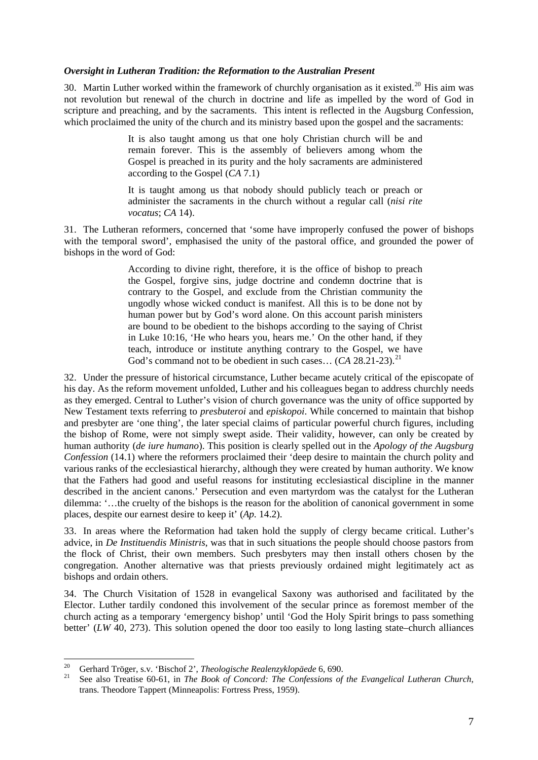***Oversight in Lutheran Tradition: the Reformation to the Australian Present***

30. Martin Luther worked within the framework of churchly organisation as it existed.[20] His aim was not revolution but renewal of the church in doctrine and life as impelled by the word of God in scripture and preaching, and by the sacraments. This intent is reflected in the Augsburg Confession, which proclaimed the unity of the church and its ministry based upon the gospel and the sacraments:

> It is also taught among us that one holy Christian church will be and remain forever. This is the assembly of believers among whom the Gospel is preached in its purity and the holy sacraments are administered according to the Gospel (*CA* 7.1)
>
> It is taught among us that nobody should publicly teach or preach or administer the sacraments in the church without a regular call (*nisi rite vocatus*; *CA* 14).

31. The Lutheran reformers, concerned that 'some have improperly confused the power of bishops with the temporal sword', emphasised the unity of the pastoral office, and grounded the power of bishops in the word of God:

> According to divine right, therefore, it is the office of bishop to preach the Gospel, forgive sins, judge doctrine and condemn doctrine that is contrary to the Gospel, and exclude from the Christian community the ungodly whose wicked conduct is manifest. All this is to be done not by human power but by God's word alone. On this account parish ministers are bound to be obedient to the bishops according to the saying of Christ in Luke 10:16, 'He who hears you, hears me.' On the other hand, if they teach, introduce or institute anything contrary to the Gospel, we have God's command not to be obedient in such cases… (*CA* 28.21-23).[21]

32. Under the pressure of historical circumstance, Luther became acutely critical of the episcopate of his day. As the reform movement unfolded, Luther and his colleagues began to address churchly needs as they emerged. Central to Luther's vision of church governance was the unity of office supported by New Testament texts referring to *presbuteroi* and *episkopoi*. While concerned to maintain that bishop and presbyter are 'one thing', the later special claims of particular powerful church figures, including the bishop of Rome, were not simply swept aside. Their validity, however, can only be created by human authority (*de iure humano*). This position is clearly spelled out in the *Apology of the Augsburg Confession* (14.1) where the reformers proclaimed their 'deep desire to maintain the church polity and various ranks of the ecclesiastical hierarchy, although they were created by human authority. We know that the Fathers had good and useful reasons for instituting ecclesiastical discipline in the manner described in the ancient canons.' Persecution and even martyrdom was the catalyst for the Lutheran dilemma: '…the cruelty of the bishops is the reason for the abolition of canonical government in some places, despite our earnest desire to keep it' (*Ap.* 14.2).

33. In areas where the Reformation had taken hold the supply of clergy became critical. Luther's advice, in *De Instituendis Ministris*, was that in such situations the people should choose pastors from the flock of Christ, their own members. Such presbyters may then install others chosen by the congregation. Another alternative was that priests previously ordained might legitimately act as bishops and ordain others.

34. The Church Visitation of 1528 in evangelical Saxony was authorised and facilitated by the Elector. Luther tardily condoned this involvement of the secular prince as foremost member of the church acting as a temporary 'emergency bishop' until 'God the Holy Spirit brings to pass something better' (*LW* 40, 273). This solution opened the door too easily to long lasting state–church alliances

---

[20] Gerhard Tröger, s.v. 'Bischof 2', *Theologische Realenzyklopäede* 6, 690.

[21] See also Treatise 60-61, in *The Book of Concord: The Confessions of the Evangelical Lutheran Church*, trans. Theodore Tappert (Minneapolis: Fortress Press, 1959).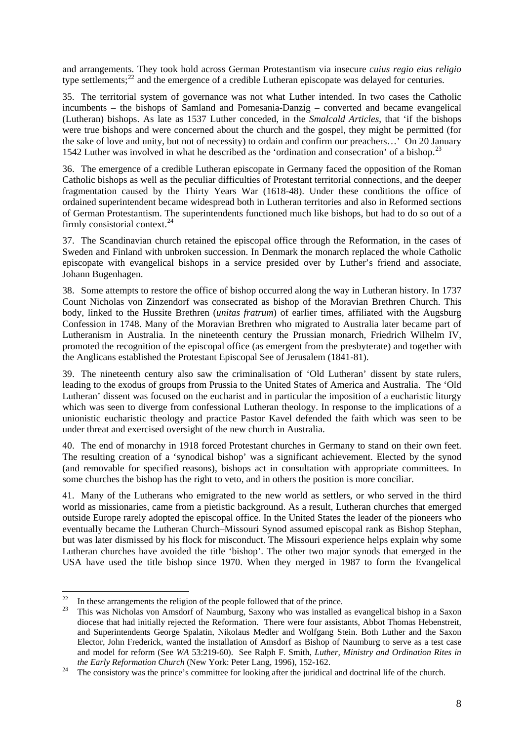and arrangements. They took hold across German Protestantism via insecure *cuius regio eius religio* type settlements;[22] and the emergence of a credible Lutheran episcopate was delayed for centuries.

35. The territorial system of governance was not what Luther intended. In two cases the Catholic incumbents – the bishops of Samland and Pomesania-Danzig – converted and became evangelical (Lutheran) bishops. As late as 1537 Luther conceded, in the *Smalcald Articles*, that 'if the bishops were true bishops and were concerned about the church and the gospel, they might be permitted (for the sake of love and unity, but not of necessity) to ordain and confirm our preachers…' On 20 January 1542 Luther was involved in what he described as the 'ordination and consecration' of a bishop.[23]

36. The emergence of a credible Lutheran episcopate in Germany faced the opposition of the Roman Catholic bishops as well as the peculiar difficulties of Protestant territorial connections, and the deeper fragmentation caused by the Thirty Years War (1618-48). Under these conditions the office of ordained superintendent became widespread both in Lutheran territories and also in Reformed sections of German Protestantism. The superintendents functioned much like bishops, but had to do so out of a firmly consistorial context.[24]

37. The Scandinavian church retained the episcopal office through the Reformation, in the cases of Sweden and Finland with unbroken succession. In Denmark the monarch replaced the whole Catholic episcopate with evangelical bishops in a service presided over by Luther's friend and associate, Johann Bugenhagen.

38. Some attempts to restore the office of bishop occurred along the way in Lutheran history. In 1737 Count Nicholas von Zinzendorf was consecrated as bishop of the Moravian Brethren Church. This body, linked to the Hussite Brethren (*unitas fratrum*) of earlier times, affiliated with the Augsburg Confession in 1748. Many of the Moravian Brethren who migrated to Australia later became part of Lutheranism in Australia. In the nineteenth century the Prussian monarch, Friedrich Wilhelm IV, promoted the recognition of the episcopal office (as emergent from the presbyterate) and together with the Anglicans established the Protestant Episcopal See of Jerusalem (1841-81).

39. The nineteenth century also saw the criminalisation of 'Old Lutheran' dissent by state rulers, leading to the exodus of groups from Prussia to the United States of America and Australia. The 'Old Lutheran' dissent was focused on the eucharist and in particular the imposition of a eucharistic liturgy which was seen to diverge from confessional Lutheran theology. In response to the implications of a unionistic eucharistic theology and practice Pastor Kavel defended the faith which was seen to be under threat and exercised oversight of the new church in Australia.

40. The end of monarchy in 1918 forced Protestant churches in Germany to stand on their own feet. The resulting creation of a 'synodical bishop' was a significant achievement. Elected by the synod (and removable for specified reasons), bishops act in consultation with appropriate committees. In some churches the bishop has the right to veto, and in others the position is more conciliar.

41. Many of the Lutherans who emigrated to the new world as settlers, or who served in the third world as missionaries, came from a pietistic background. As a result, Lutheran churches that emerged outside Europe rarely adopted the episcopal office. In the United States the leader of the pioneers who eventually became the Lutheran Church–Missouri Synod assumed episcopal rank as Bishop Stephan, but was later dismissed by his flock for misconduct. The Missouri experience helps explain why some Lutheran churches have avoided the title 'bishop'. The other two major synods that emerged in the USA have used the title bishop since 1970. When they merged in 1987 to form the Evangelical

---

[22] In these arrangements the religion of the people followed that of the prince.

[23] This was Nicholas von Amsdorf of Naumburg, Saxony who was installed as evangelical bishop in a Saxon diocese that had initially rejected the Reformation. There were four assistants, Abbot Thomas Hebenstreit, and Superintendents George Spalatin, Nikolaus Medler and Wolfgang Stein. Both Luther and the Saxon Elector, John Frederick, wanted the installation of Amsdorf as Bishop of Naumburg to serve as a test case and model for reform (See *WA* 53:219-60). See Ralph F. Smith, *Luther, Ministry and Ordination Rites in the Early Reformation Church* (New York: Peter Lang, 1996), 152-162.

[24] The consistory was the prince's committee for looking after the juridical and doctrinal life of the church.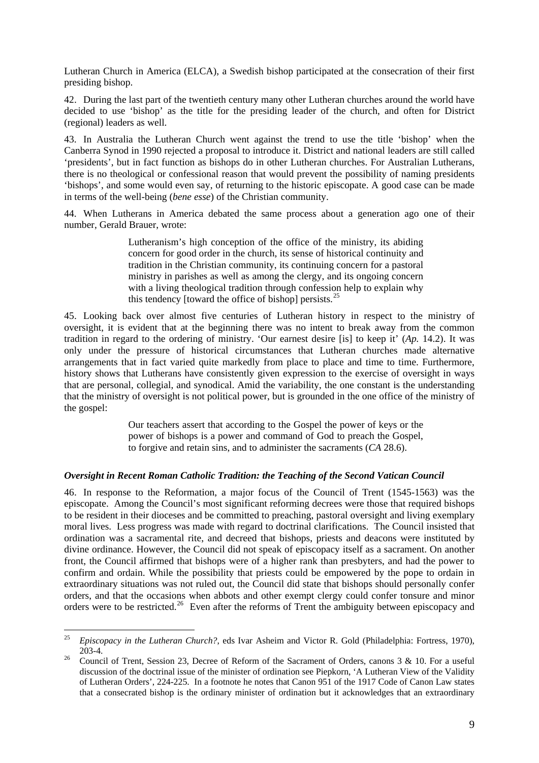Lutheran Church in America (ELCA), a Swedish bishop participated at the consecration of their first presiding bishop.

42. During the last part of the twentieth century many other Lutheran churches around the world have decided to use 'bishop' as the title for the presiding leader of the church, and often for District (regional) leaders as well.

43. In Australia the Lutheran Church went against the trend to use the title 'bishop' when the Canberra Synod in 1990 rejected a proposal to introduce it. District and national leaders are still called 'presidents', but in fact function as bishops do in other Lutheran churches. For Australian Lutherans, there is no theological or confessional reason that would prevent the possibility of naming presidents 'bishops', and some would even say, of returning to the historic episcopate. A good case can be made in terms of the well-being (*bene esse*) of the Christian community.

44. When Lutherans in America debated the same process about a generation ago one of their number, Gerald Brauer, wrote:

> Lutheranism's high conception of the office of the ministry, its abiding concern for good order in the church, its sense of historical continuity and tradition in the Christian community, its continuing concern for a pastoral ministry in parishes as well as among the clergy, and its ongoing concern with a living theological tradition through confession help to explain why this tendency [toward the office of bishop] persists.[25]

45. Looking back over almost five centuries of Lutheran history in respect to the ministry of oversight, it is evident that at the beginning there was no intent to break away from the common tradition in regard to the ordering of ministry. 'Our earnest desire [is] to keep it' (*Ap.* 14.2). It was only under the pressure of historical circumstances that Lutheran churches made alternative arrangements that in fact varied quite markedly from place to place and time to time. Furthermore, history shows that Lutherans have consistently given expression to the exercise of oversight in ways that are personal, collegial, and synodical. Amid the variability, the one constant is the understanding that the ministry of oversight is not political power, but is grounded in the one office of the ministry of the gospel:

> Our teachers assert that according to the Gospel the power of keys or the power of bishops is a power and command of God to preach the Gospel, to forgive and retain sins, and to administer the sacraments (*CA* 28.6).

### *Oversight in Recent Roman Catholic Tradition: the Teaching of the Second Vatican Council*

46. In response to the Reformation, a major focus of the Council of Trent (1545-1563) was the episcopate. Among the Council's most significant reforming decrees were those that required bishops to be resident in their dioceses and be committed to preaching, pastoral oversight and living exemplary moral lives. Less progress was made with regard to doctrinal clarifications. The Council insisted that ordination was a sacramental rite, and decreed that bishops, priests and deacons were instituted by divine ordinance. However, the Council did not speak of episcopacy itself as a sacrament. On another front, the Council affirmed that bishops were of a higher rank than presbyters, and had the power to confirm and ordain. While the possibility that priests could be empowered by the pope to ordain in extraordinary situations was not ruled out, the Council did state that bishops should personally confer orders, and that the occasions when abbots and other exempt clergy could confer tonsure and minor orders were to be restricted.[26] Even after the reforms of Trent the ambiguity between episcopacy and

---

[25] *Episcopacy in the Lutheran Church?*, eds Ivar Asheim and Victor R. Gold (Philadelphia: Fortress, 1970), 203-4.

[26] Council of Trent, Session 23, Decree of Reform of the Sacrament of Orders, canons 3 & 10. For a useful discussion of the doctrinal issue of the minister of ordination see Piepkorn, 'A Lutheran View of the Validity of Lutheran Orders', 224-225. In a footnote he notes that Canon 951 of the 1917 Code of Canon Law states that a consecrated bishop is the ordinary minister of ordination but it acknowledges that an extraordinary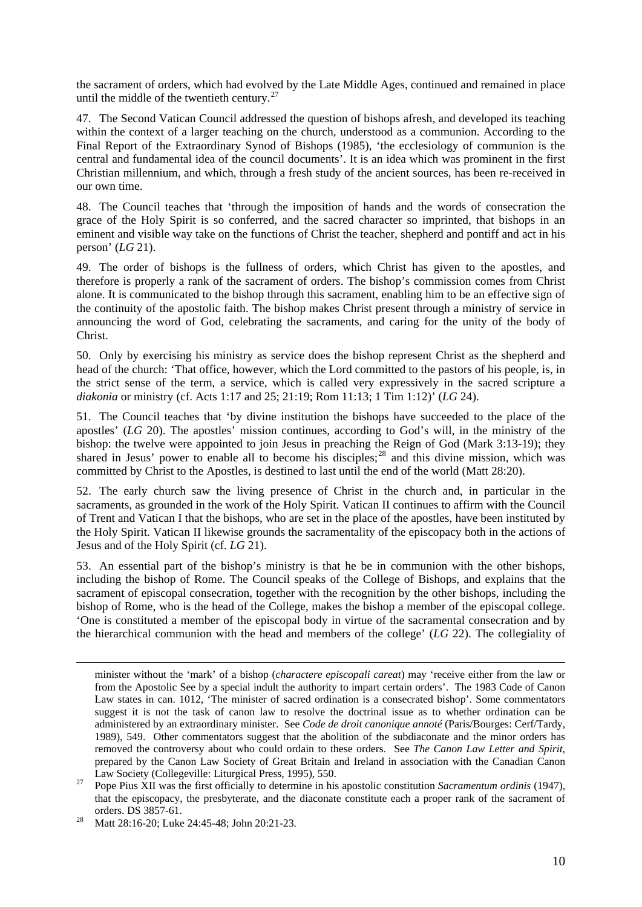the sacrament of orders, which had evolved by the Late Middle Ages, continued and remained in place until the middle of the twentieth century.[27]

47. The Second Vatican Council addressed the question of bishops afresh, and developed its teaching within the context of a larger teaching on the church, understood as a communion. According to the Final Report of the Extraordinary Synod of Bishops (1985), 'the ecclesiology of communion is the central and fundamental idea of the council documents'. It is an idea which was prominent in the first Christian millennium, and which, through a fresh study of the ancient sources, has been re-received in our own time.

48. The Council teaches that 'through the imposition of hands and the words of consecration the grace of the Holy Spirit is so conferred, and the sacred character so imprinted, that bishops in an eminent and visible way take on the functions of Christ the teacher, shepherd and pontiff and act in his person' (*LG* 21).

49. The order of bishops is the fullness of orders, which Christ has given to the apostles, and therefore is properly a rank of the sacrament of orders. The bishop's commission comes from Christ alone. It is communicated to the bishop through this sacrament, enabling him to be an effective sign of the continuity of the apostolic faith. The bishop makes Christ present through a ministry of service in announcing the word of God, celebrating the sacraments, and caring for the unity of the body of Christ.

50. Only by exercising his ministry as service does the bishop represent Christ as the shepherd and head of the church: 'That office, however, which the Lord committed to the pastors of his people, is, in the strict sense of the term, a service, which is called very expressively in the sacred scripture a *diakonia* or ministry (cf. Acts 1:17 and 25; 21:19; Rom 11:13; 1 Tim 1:12)' (*LG* 24).

51. The Council teaches that 'by divine institution the bishops have succeeded to the place of the apostles' (*LG* 20). The apostles' mission continues, according to God's will, in the ministry of the bishop: the twelve were appointed to join Jesus in preaching the Reign of God (Mark 3:13-19); they shared in Jesus' power to enable all to become his disciples;[28] and this divine mission, which was committed by Christ to the Apostles, is destined to last until the end of the world (Matt 28:20).

52. The early church saw the living presence of Christ in the church and, in particular in the sacraments, as grounded in the work of the Holy Spirit. Vatican II continues to affirm with the Council of Trent and Vatican I that the bishops, who are set in the place of the apostles, have been instituted by the Holy Spirit. Vatican II likewise grounds the sacramentality of the episcopacy both in the actions of Jesus and of the Holy Spirit (cf. *LG* 21).

53. An essential part of the bishop's ministry is that he be in communion with the other bishops, including the bishop of Rome. The Council speaks of the College of Bishops, and explains that the sacrament of episcopal consecration, together with the recognition by the other bishops, including the bishop of Rome, who is the head of the College, makes the bishop a member of the episcopal college. 'One is constituted a member of the episcopal body in virtue of the sacramental consecration and by the hierarchical communion with the head and members of the college' (*LG* 22). The collegiality of

---

minister without the 'mark' of a bishop (*charactere episcopali careat*) may 'receive either from the law or from the Apostolic See by a special indult the authority to impart certain orders'. The 1983 Code of Canon Law states in can. 1012, 'The minister of sacred ordination is a consecrated bishop'. Some commentators suggest it is not the task of canon law to resolve the doctrinal issue as to whether ordination can be administered by an extraordinary minister. See *Code de droit canonique annoté* (Paris/Bourges: Cerf/Tardy, 1989), 549. Other commentators suggest that the abolition of the subdiaconate and the minor orders has removed the controversy about who could ordain to these orders. See *The Canon Law Letter and Spirit*, prepared by the Canon Law Society of Great Britain and Ireland in association with the Canadian Canon Law Society (Collegeville: Liturgical Press, 1995), 550.

[27] Pope Pius XII was the first officially to determine in his apostolic constitution *Sacramentum ordinis* (1947), that the episcopacy, the presbyterate, and the diaconate constitute each a proper rank of the sacrament of orders. DS 3857-61.

[28] Matt 28:16-20; Luke 24:45-48; John 20:21-23.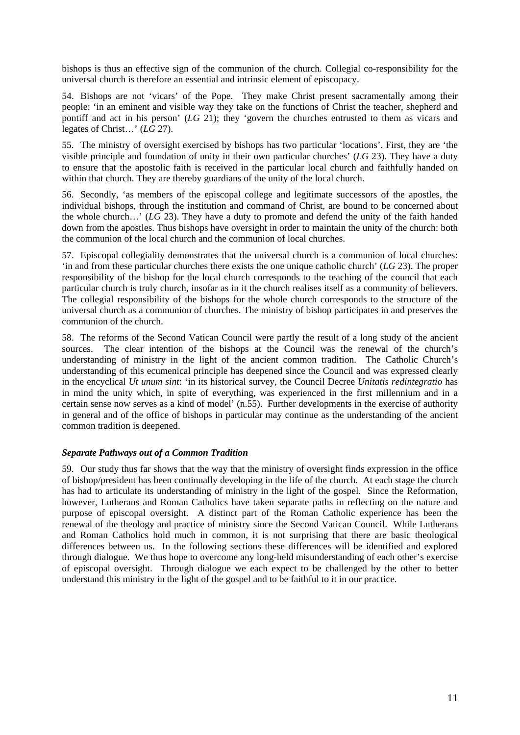bishops is thus an effective sign of the communion of the church. Collegial co-responsibility for the universal church is therefore an essential and intrinsic element of episcopacy.

54. Bishops are not 'vicars' of the Pope. They make Christ present sacramentally among their people: 'in an eminent and visible way they take on the functions of Christ the teacher, shepherd and pontiff and act in his person' (*LG* 21); they 'govern the churches entrusted to them as vicars and legates of Christ…' (*LG* 27).

55. The ministry of oversight exercised by bishops has two particular 'locations'. First, they are 'the visible principle and foundation of unity in their own particular churches' (*LG* 23). They have a duty to ensure that the apostolic faith is received in the particular local church and faithfully handed on within that church. They are thereby guardians of the unity of the local church.

56. Secondly, 'as members of the episcopal college and legitimate successors of the apostles, the individual bishops, through the institution and command of Christ, are bound to be concerned about the whole church…' (*LG* 23). They have a duty to promote and defend the unity of the faith handed down from the apostles. Thus bishops have oversight in order to maintain the unity of the church: both the communion of the local church and the communion of local churches.

57. Episcopal collegiality demonstrates that the universal church is a communion of local churches: 'in and from these particular churches there exists the one unique catholic church' (*LG* 23). The proper responsibility of the bishop for the local church corresponds to the teaching of the council that each particular church is truly church, insofar as in it the church realises itself as a community of believers. The collegial responsibility of the bishops for the whole church corresponds to the structure of the universal church as a communion of churches. The ministry of bishop participates in and preserves the communion of the church.

58. The reforms of the Second Vatican Council were partly the result of a long study of the ancient sources. The clear intention of the bishops at the Council was the renewal of the church's understanding of ministry in the light of the ancient common tradition. The Catholic Church's understanding of this ecumenical principle has deepened since the Council and was expressed clearly in the encyclical *Ut unum sint*: 'in its historical survey, the Council Decree *Unitatis redintegratio* has in mind the unity which, in spite of everything, was experienced in the first millennium and in a certain sense now serves as a kind of model' (n.55). Further developments in the exercise of authority in general and of the office of bishops in particular may continue as the understanding of the ancient common tradition is deepened.

### *Separate Pathways out of a Common Tradition*

59. Our study thus far shows that the way that the ministry of oversight finds expression in the office of bishop/president has been continually developing in the life of the church. At each stage the church has had to articulate its understanding of ministry in the light of the gospel. Since the Reformation, however, Lutherans and Roman Catholics have taken separate paths in reflecting on the nature and purpose of episcopal oversight. A distinct part of the Roman Catholic experience has been the renewal of the theology and practice of ministry since the Second Vatican Council. While Lutherans and Roman Catholics hold much in common, it is not surprising that there are basic theological differences between us. In the following sections these differences will be identified and explored through dialogue. We thus hope to overcome any long-held misunderstanding of each other's exercise of episcopal oversight. Through dialogue we each expect to be challenged by the other to better understand this ministry in the light of the gospel and to be faithful to it in our practice.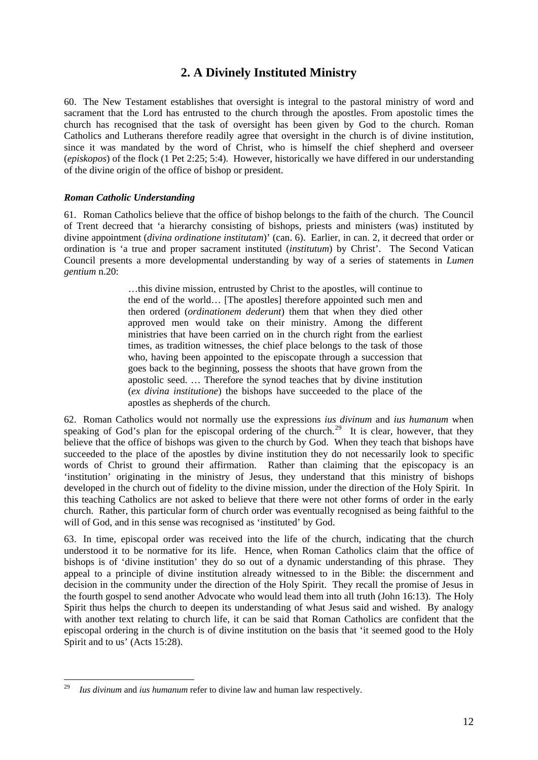## 2. A Divinely Instituted Ministry

60. The New Testament establishes that oversight is integral to the pastoral ministry of word and sacrament that the Lord has entrusted to the church through the apostles. From apostolic times the church has recognised that the task of oversight has been given by God to the church. Roman Catholics and Lutherans therefore readily agree that oversight in the church is of divine institution, since it was mandated by the word of Christ, who is himself the chief shepherd and overseer (*episkopos*) of the flock (1 Pet 2:25; 5:4). However, historically we have differed in our understanding of the divine origin of the office of bishop or president.

### *Roman Catholic Understanding*

61. Roman Catholics believe that the office of bishop belongs to the faith of the church. The Council of Trent decreed that 'a hierarchy consisting of bishops, priests and ministers (was) instituted by divine appointment (*divina ordinatione institutam*)' (can. 6). Earlier, in can. 2, it decreed that order or ordination is 'a true and proper sacrament instituted (*institutum*) by Christ'. The Second Vatican Council presents a more developmental understanding by way of a series of statements in *Lumen gentium* n.20:

> …this divine mission, entrusted by Christ to the apostles, will continue to the end of the world… [The apostles] therefore appointed such men and then ordered (*ordinationem dederunt*) them that when they died other approved men would take on their ministry. Among the different ministries that have been carried on in the church right from the earliest times, as tradition witnesses, the chief place belongs to the task of those who, having been appointed to the episcopate through a succession that goes back to the beginning, possess the shoots that have grown from the apostolic seed. … Therefore the synod teaches that by divine institution (*ex divina institutione*) the bishops have succeeded to the place of the apostles as shepherds of the church.

62. Roman Catholics would not normally use the expressions *ius divinum* and *ius humanum* when speaking of God's plan for the episcopal ordering of the church.[29] It is clear, however, that they believe that the office of bishops was given to the church by God. When they teach that bishops have succeeded to the place of the apostles by divine institution they do not necessarily look to specific words of Christ to ground their affirmation. Rather than claiming that the episcopacy is an 'institution' originating in the ministry of Jesus, they understand that this ministry of bishops developed in the church out of fidelity to the divine mission, under the direction of the Holy Spirit. In this teaching Catholics are not asked to believe that there were not other forms of order in the early church. Rather, this particular form of church order was eventually recognised as being faithful to the will of God, and in this sense was recognised as 'instituted' by God.

63. In time, episcopal order was received into the life of the church, indicating that the church understood it to be normative for its life. Hence, when Roman Catholics claim that the office of bishops is of 'divine institution' they do so out of a dynamic understanding of this phrase. They appeal to a principle of divine institution already witnessed to in the Bible: the discernment and decision in the community under the direction of the Holy Spirit. They recall the promise of Jesus in the fourth gospel to send another Advocate who would lead them into all truth (John 16:13). The Holy Spirit thus helps the church to deepen its understanding of what Jesus said and wished. By analogy with another text relating to church life, it can be said that Roman Catholics are confident that the episcopal ordering in the church is of divine institution on the basis that 'it seemed good to the Holy Spirit and to us' (Acts 15:28).

---

[29] *Ius divinum* and *ius humanum* refer to divine law and human law respectively.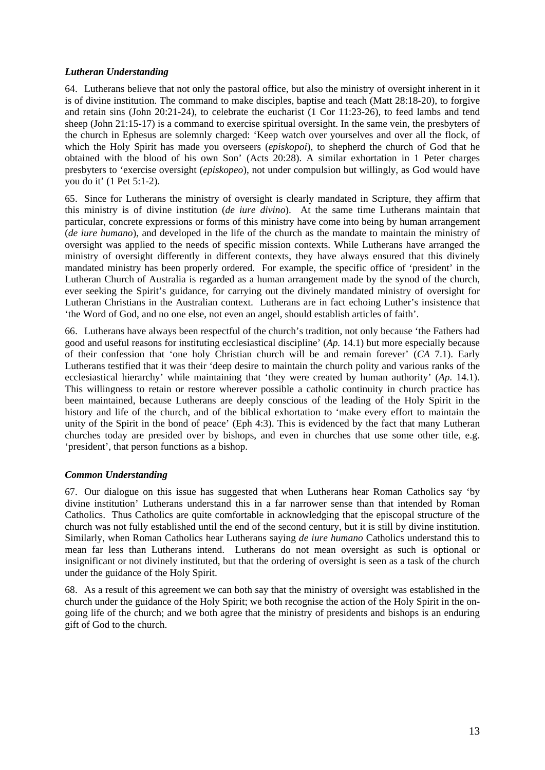### *Lutheran Understanding*

64. Lutherans believe that not only the pastoral office, but also the ministry of oversight inherent in it is of divine institution. The command to make disciples, baptise and teach (Matt 28:18-20), to forgive and retain sins (John 20:21-24), to celebrate the eucharist (1 Cor 11:23-26), to feed lambs and tend sheep (John 21:15-17) is a command to exercise spiritual oversight. In the same vein, the presbyters of the church in Ephesus are solemnly charged: 'Keep watch over yourselves and over all the flock, of which the Holy Spirit has made you overseers (*episkopoi*), to shepherd the church of God that he obtained with the blood of his own Son' (Acts 20:28). A similar exhortation in 1 Peter charges presbyters to 'exercise oversight (*episkopeo*), not under compulsion but willingly, as God would have you do it' (1 Pet 5:1-2).

65. Since for Lutherans the ministry of oversight is clearly mandated in Scripture, they affirm that this ministry is of divine institution (*de iure divino*). At the same time Lutherans maintain that particular, concrete expressions or forms of this ministry have come into being by human arrangement (*de iure humano*), and developed in the life of the church as the mandate to maintain the ministry of oversight was applied to the needs of specific mission contexts. While Lutherans have arranged the ministry of oversight differently in different contexts, they have always ensured that this divinely mandated ministry has been properly ordered. For example, the specific office of 'president' in the Lutheran Church of Australia is regarded as a human arrangement made by the synod of the church, ever seeking the Spirit's guidance, for carrying out the divinely mandated ministry of oversight for Lutheran Christians in the Australian context. Lutherans are in fact echoing Luther's insistence that 'the Word of God, and no one else, not even an angel, should establish articles of faith'.

66. Lutherans have always been respectful of the church's tradition, not only because 'the Fathers had good and useful reasons for instituting ecclesiastical discipline' (*Ap.* 14.1) but more especially because of their confession that 'one holy Christian church will be and remain forever' (*CA* 7.1). Early Lutherans testified that it was their 'deep desire to maintain the church polity and various ranks of the ecclesiastical hierarchy' while maintaining that 'they were created by human authority' (*Ap.* 14.1). This willingness to retain or restore wherever possible a catholic continuity in church practice has been maintained, because Lutherans are deeply conscious of the leading of the Holy Spirit in the history and life of the church, and of the biblical exhortation to 'make every effort to maintain the unity of the Spirit in the bond of peace' (Eph 4:3). This is evidenced by the fact that many Lutheran churches today are presided over by bishops, and even in churches that use some other title, e.g. 'president', that person functions as a bishop.

### *Common Understanding*

67. Our dialogue on this issue has suggested that when Lutherans hear Roman Catholics say 'by divine institution' Lutherans understand this in a far narrower sense than that intended by Roman Catholics. Thus Catholics are quite comfortable in acknowledging that the episcopal structure of the church was not fully established until the end of the second century, but it is still by divine institution. Similarly, when Roman Catholics hear Lutherans saying *de iure humano* Catholics understand this to mean far less than Lutherans intend. Lutherans do not mean oversight as such is optional or insignificant or not divinely instituted, but that the ordering of oversight is seen as a task of the church under the guidance of the Holy Spirit.

68. As a result of this agreement we can both say that the ministry of oversight was established in the church under the guidance of the Holy Spirit; we both recognise the action of the Holy Spirit in the on-going life of the church; and we both agree that the ministry of presidents and bishops is an enduring gift of God to the church.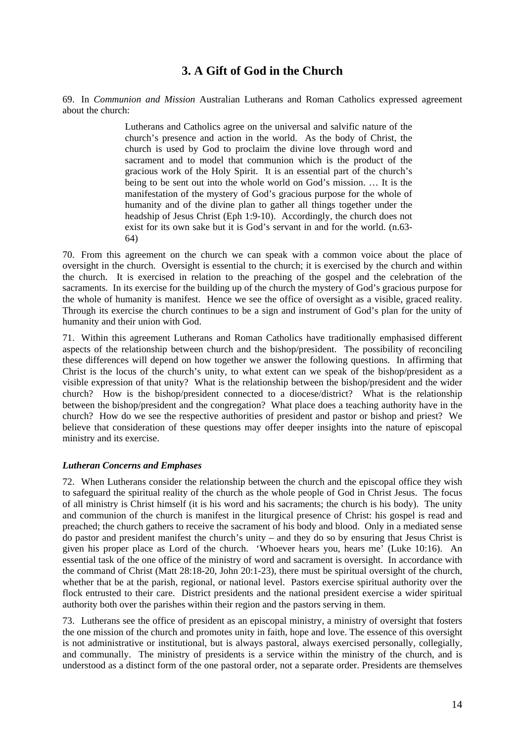## 3. A Gift of God in the Church

69. In *Communion and Mission* Australian Lutherans and Roman Catholics expressed agreement about the church:

> Lutherans and Catholics agree on the universal and salvific nature of the church's presence and action in the world. As the body of Christ, the church is used by God to proclaim the divine love through word and sacrament and to model that communion which is the product of the gracious work of the Holy Spirit. It is an essential part of the church's being to be sent out into the whole world on God's mission. … It is the manifestation of the mystery of God's gracious purpose for the whole of humanity and of the divine plan to gather all things together under the headship of Jesus Christ (Eph 1:9-10). Accordingly, the church does not exist for its own sake but it is God's servant in and for the world. (n.63-64)

70. From this agreement on the church we can speak with a common voice about the place of oversight in the church. Oversight is essential to the church; it is exercised by the church and within the church. It is exercised in relation to the preaching of the gospel and the celebration of the sacraments. In its exercise for the building up of the church the mystery of God's gracious purpose for the whole of humanity is manifest. Hence we see the office of oversight as a visible, graced reality. Through its exercise the church continues to be a sign and instrument of God's plan for the unity of humanity and their union with God.

71. Within this agreement Lutherans and Roman Catholics have traditionally emphasised different aspects of the relationship between church and the bishop/president. The possibility of reconciling these differences will depend on how together we answer the following questions. In affirming that Christ is the locus of the church's unity, to what extent can we speak of the bishop/president as a visible expression of that unity? What is the relationship between the bishop/president and the wider church? How is the bishop/president connected to a diocese/district? What is the relationship between the bishop/president and the congregation? What place does a teaching authority have in the church? How do we see the respective authorities of president and pastor or bishop and priest? We believe that consideration of these questions may offer deeper insights into the nature of episcopal ministry and its exercise.

### *Lutheran Concerns and Emphases*

72. When Lutherans consider the relationship between the church and the episcopal office they wish to safeguard the spiritual reality of the church as the whole people of God in Christ Jesus. The focus of all ministry is Christ himself (it is his word and his sacraments; the church is his body). The unity and communion of the church is manifest in the liturgical presence of Christ: his gospel is read and preached; the church gathers to receive the sacrament of his body and blood. Only in a mediated sense do pastor and president manifest the church's unity – and they do so by ensuring that Jesus Christ is given his proper place as Lord of the church. 'Whoever hears you, hears me' (Luke 10:16). An essential task of the one office of the ministry of word and sacrament is oversight. In accordance with the command of Christ (Matt 28:18-20, John 20:1-23), there must be spiritual oversight of the church, whether that be at the parish, regional, or national level. Pastors exercise spiritual authority over the flock entrusted to their care. District presidents and the national president exercise a wider spiritual authority both over the parishes within their region and the pastors serving in them.

73. Lutherans see the office of president as an episcopal ministry, a ministry of oversight that fosters the one mission of the church and promotes unity in faith, hope and love. The essence of this oversight is not administrative or institutional, but is always pastoral, always exercised personally, collegially, and communally. The ministry of presidents is a service within the ministry of the church, and is understood as a distinct form of the one pastoral order, not a separate order. Presidents are themselves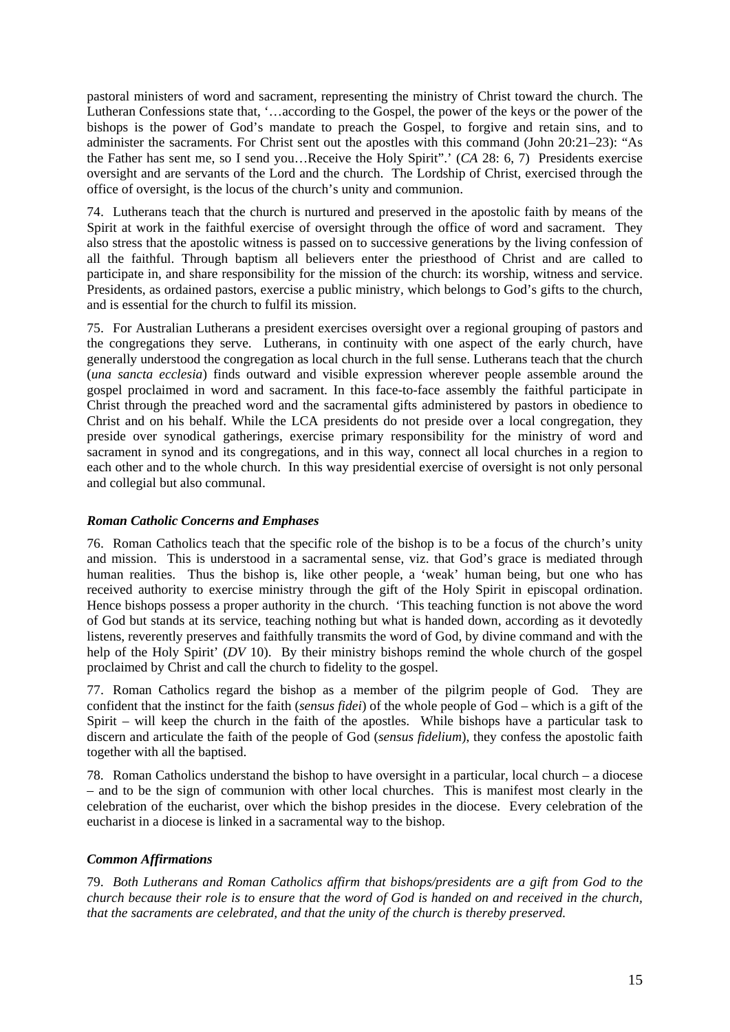pastoral ministers of word and sacrament, representing the ministry of Christ toward the church. The Lutheran Confessions state that, '…according to the Gospel, the power of the keys or the power of the bishops is the power of God's mandate to preach the Gospel, to forgive and retain sins, and to administer the sacraments. For Christ sent out the apostles with this command (John 20:21–23): "As the Father has sent me, so I send you…Receive the Holy Spirit".' (*CA* 28: 6, 7) Presidents exercise oversight and are servants of the Lord and the church. The Lordship of Christ, exercised through the office of oversight, is the locus of the church's unity and communion.

74. Lutherans teach that the church is nurtured and preserved in the apostolic faith by means of the Spirit at work in the faithful exercise of oversight through the office of word and sacrament. They also stress that the apostolic witness is passed on to successive generations by the living confession of all the faithful. Through baptism all believers enter the priesthood of Christ and are called to participate in, and share responsibility for the mission of the church: its worship, witness and service. Presidents, as ordained pastors, exercise a public ministry, which belongs to God's gifts to the church, and is essential for the church to fulfil its mission.

75. For Australian Lutherans a president exercises oversight over a regional grouping of pastors and the congregations they serve. Lutherans, in continuity with one aspect of the early church, have generally understood the congregation as local church in the full sense. Lutherans teach that the church (*una sancta ecclesia*) finds outward and visible expression wherever people assemble around the gospel proclaimed in word and sacrament. In this face-to-face assembly the faithful participate in Christ through the preached word and the sacramental gifts administered by pastors in obedience to Christ and on his behalf. While the LCA presidents do not preside over a local congregation, they preside over synodical gatherings, exercise primary responsibility for the ministry of word and sacrament in synod and its congregations, and in this way, connect all local churches in a region to each other and to the whole church. In this way presidential exercise of oversight is not only personal and collegial but also communal.

### *Roman Catholic Concerns and Emphases*

76. Roman Catholics teach that the specific role of the bishop is to be a focus of the church's unity and mission. This is understood in a sacramental sense, viz. that God's grace is mediated through human realities. Thus the bishop is, like other people, a 'weak' human being, but one who has received authority to exercise ministry through the gift of the Holy Spirit in episcopal ordination. Hence bishops possess a proper authority in the church. 'This teaching function is not above the word of God but stands at its service, teaching nothing but what is handed down, according as it devotedly listens, reverently preserves and faithfully transmits the word of God, by divine command and with the help of the Holy Spirit' (*DV* 10). By their ministry bishops remind the whole church of the gospel proclaimed by Christ and call the church to fidelity to the gospel.

77. Roman Catholics regard the bishop as a member of the pilgrim people of God. They are confident that the instinct for the faith (*sensus fidei*) of the whole people of God – which is a gift of the Spirit – will keep the church in the faith of the apostles. While bishops have a particular task to discern and articulate the faith of the people of God (*sensus fidelium*), they confess the apostolic faith together with all the baptised.

78. Roman Catholics understand the bishop to have oversight in a particular, local church – a diocese – and to be the sign of communion with other local churches. This is manifest most clearly in the celebration of the eucharist, over which the bishop presides in the diocese. Every celebration of the eucharist in a diocese is linked in a sacramental way to the bishop.

### *Common Affirmations*

79. *Both Lutherans and Roman Catholics affirm that bishops/presidents are a gift from God to the church because their role is to ensure that the word of God is handed on and received in the church, that the sacraments are celebrated, and that the unity of the church is thereby preserved.*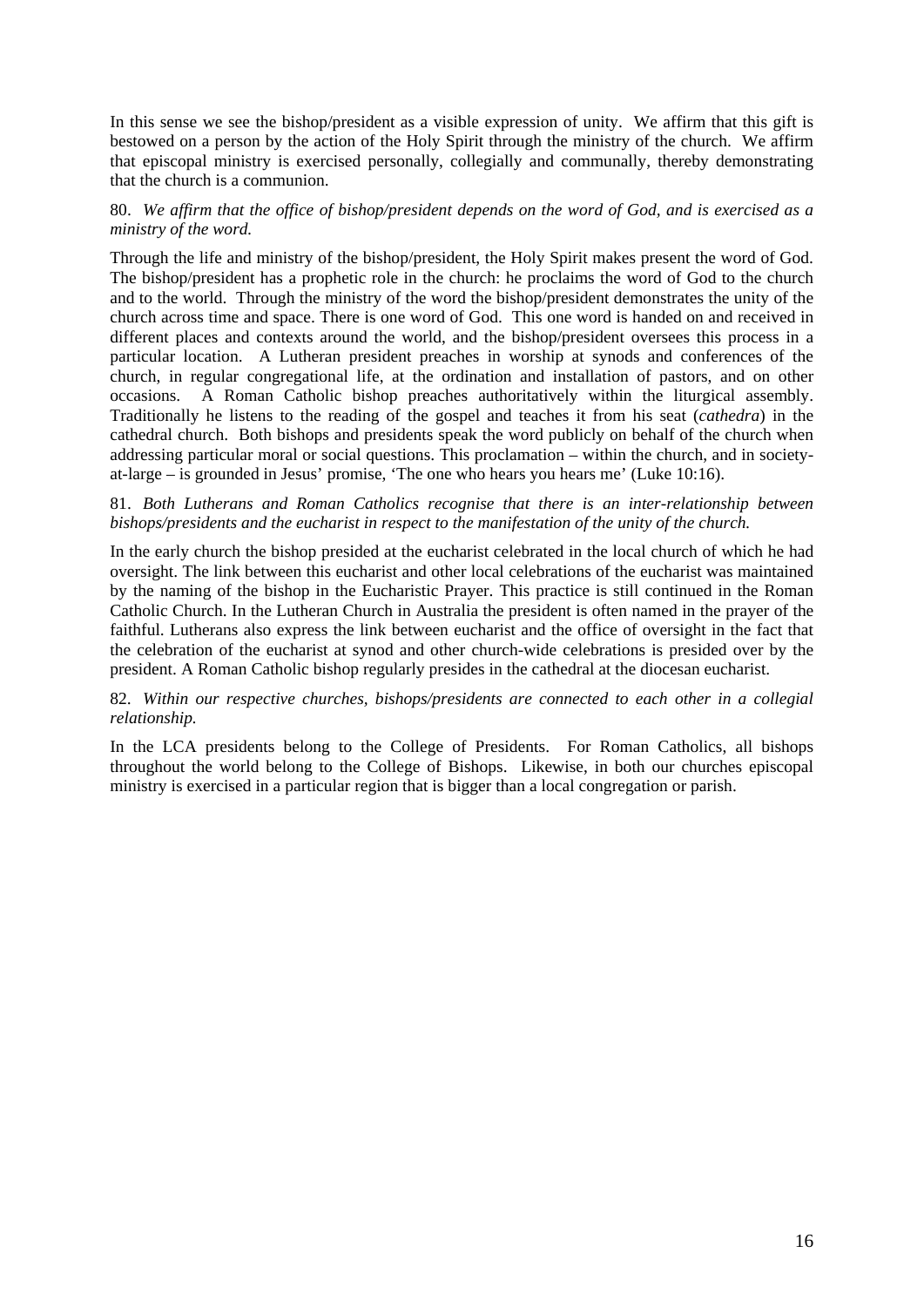In this sense we see the bishop/president as a visible expression of unity. We affirm that this gift is bestowed on a person by the action of the Holy Spirit through the ministry of the church. We affirm that episcopal ministry is exercised personally, collegially and communally, thereby demonstrating that the church is a communion.

80. *We affirm that the office of bishop/president depends on the word of God, and is exercised as a ministry of the word.*

Through the life and ministry of the bishop/president, the Holy Spirit makes present the word of God. The bishop/president has a prophetic role in the church: he proclaims the word of God to the church and to the world. Through the ministry of the word the bishop/president demonstrates the unity of the church across time and space. There is one word of God. This one word is handed on and received in different places and contexts around the world, and the bishop/president oversees this process in a particular location. A Lutheran president preaches in worship at synods and conferences of the church, in regular congregational life, at the ordination and installation of pastors, and on other occasions. A Roman Catholic bishop preaches authoritatively within the liturgical assembly. Traditionally he listens to the reading of the gospel and teaches it from his seat (*cathedra*) in the cathedral church. Both bishops and presidents speak the word publicly on behalf of the church when addressing particular moral or social questions. This proclamation – within the church, and in society-at-large – is grounded in Jesus' promise, 'The one who hears you hears me' (Luke 10:16).

81. *Both Lutherans and Roman Catholics recognise that there is an inter-relationship between bishops/presidents and the eucharist in respect to the manifestation of the unity of the church.*

In the early church the bishop presided at the eucharist celebrated in the local church of which he had oversight. The link between this eucharist and other local celebrations of the eucharist was maintained by the naming of the bishop in the Eucharistic Prayer. This practice is still continued in the Roman Catholic Church. In the Lutheran Church in Australia the president is often named in the prayer of the faithful. Lutherans also express the link between eucharist and the office of oversight in the fact that the celebration of the eucharist at synod and other church-wide celebrations is presided over by the president. A Roman Catholic bishop regularly presides in the cathedral at the diocesan eucharist.

82. *Within our respective churches, bishops/presidents are connected to each other in a collegial relationship.*

In the LCA presidents belong to the College of Presidents. For Roman Catholics, all bishops throughout the world belong to the College of Bishops. Likewise, in both our churches episcopal ministry is exercised in a particular region that is bigger than a local congregation or parish.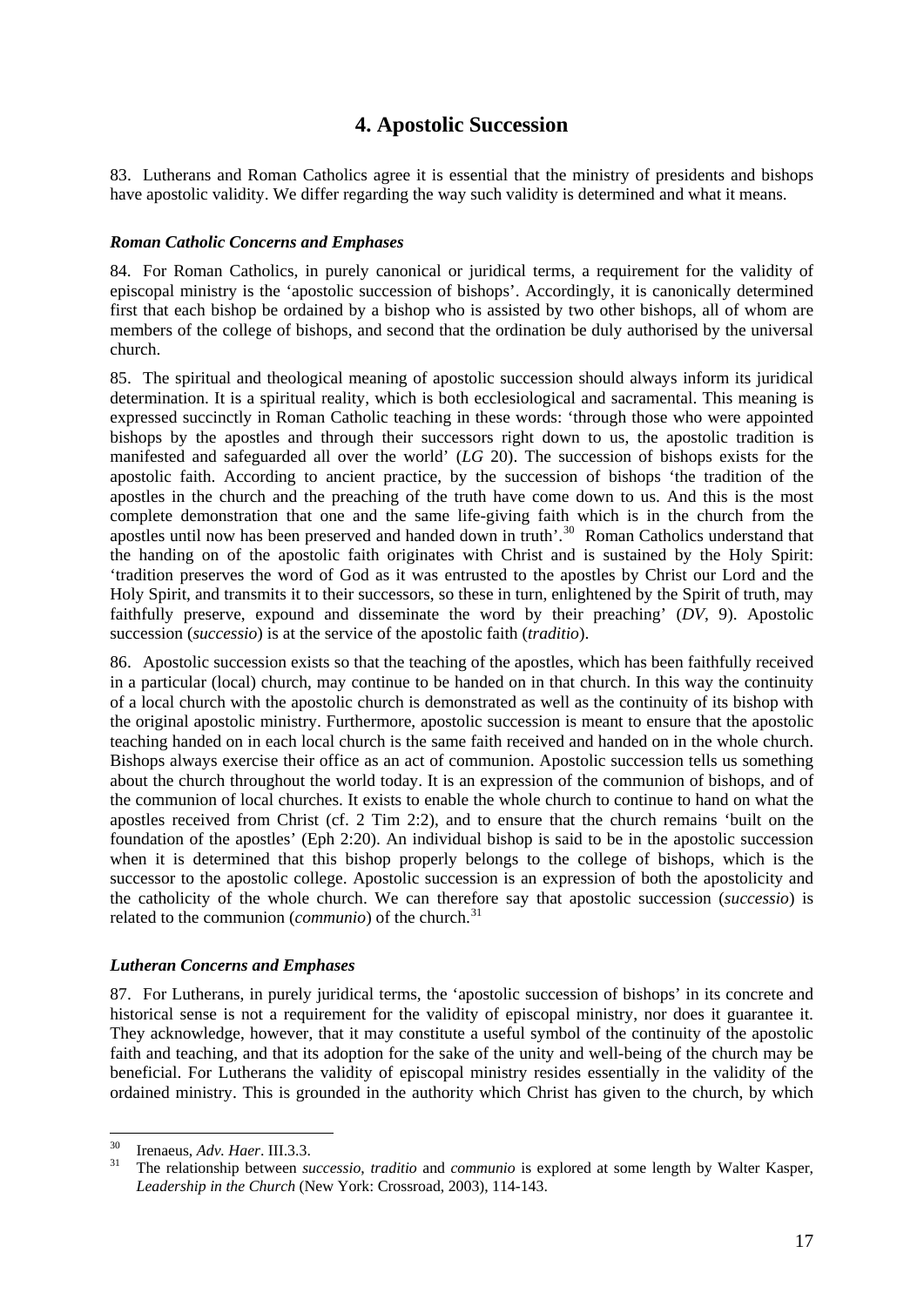## 4. Apostolic Succession

83. Lutherans and Roman Catholics agree it is essential that the ministry of presidents and bishops have apostolic validity. We differ regarding the way such validity is determined and what it means.

### *Roman Catholic Concerns and Emphases*

84. For Roman Catholics, in purely canonical or juridical terms, a requirement for the validity of episcopal ministry is the 'apostolic succession of bishops'. Accordingly, it is canonically determined first that each bishop be ordained by a bishop who is assisted by two other bishops, all of whom are members of the college of bishops, and second that the ordination be duly authorised by the universal church.

85. The spiritual and theological meaning of apostolic succession should always inform its juridical determination. It is a spiritual reality, which is both ecclesiological and sacramental. This meaning is expressed succinctly in Roman Catholic teaching in these words: 'through those who were appointed bishops by the apostles and through their successors right down to us, the apostolic tradition is manifested and safeguarded all over the world' (*LG* 20). The succession of bishops exists for the apostolic faith. According to ancient practice, by the succession of bishops 'the tradition of the apostles in the church and the preaching of the truth have come down to us. And this is the most complete demonstration that one and the same life-giving faith which is in the church from the apostles until now has been preserved and handed down in truth'.[30] Roman Catholics understand that the handing on of the apostolic faith originates with Christ and is sustained by the Holy Spirit: 'tradition preserves the word of God as it was entrusted to the apostles by Christ our Lord and the Holy Spirit, and transmits it to their successors, so these in turn, enlightened by the Spirit of truth, may faithfully preserve, expound and disseminate the word by their preaching' (*DV*, 9). Apostolic succession (*successio*) is at the service of the apostolic faith (*traditio*).

86. Apostolic succession exists so that the teaching of the apostles, which has been faithfully received in a particular (local) church, may continue to be handed on in that church. In this way the continuity of a local church with the apostolic church is demonstrated as well as the continuity of its bishop with the original apostolic ministry. Furthermore, apostolic succession is meant to ensure that the apostolic teaching handed on in each local church is the same faith received and handed on in the whole church. Bishops always exercise their office as an act of communion. Apostolic succession tells us something about the church throughout the world today. It is an expression of the communion of bishops, and of the communion of local churches. It exists to enable the whole church to continue to hand on what the apostles received from Christ (cf. 2 Tim 2:2), and to ensure that the church remains 'built on the foundation of the apostles' (Eph 2:20). An individual bishop is said to be in the apostolic succession when it is determined that this bishop properly belongs to the college of bishops, which is the successor to the apostolic college. Apostolic succession is an expression of both the apostolicity and the catholicity of the whole church. We can therefore say that apostolic succession (*successio*) is related to the communion (*communio*) of the church.[31]

### *Lutheran Concerns and Emphases*

87. For Lutherans, in purely juridical terms, the 'apostolic succession of bishops' in its concrete and historical sense is not a requirement for the validity of episcopal ministry, nor does it guarantee it. They acknowledge, however, that it may constitute a useful symbol of the continuity of the apostolic faith and teaching, and that its adoption for the sake of the unity and well-being of the church may be beneficial. For Lutherans the validity of episcopal ministry resides essentially in the validity of the ordained ministry. This is grounded in the authority which Christ has given to the church, by which

---

[30] Irenaeus, *Adv. Haer*. III.3.3.

[31] The relationship between *successio*, *traditio* and *communio* is explored at some length by Walter Kasper, *Leadership in the Church* (New York: Crossroad, 2003), 114-143.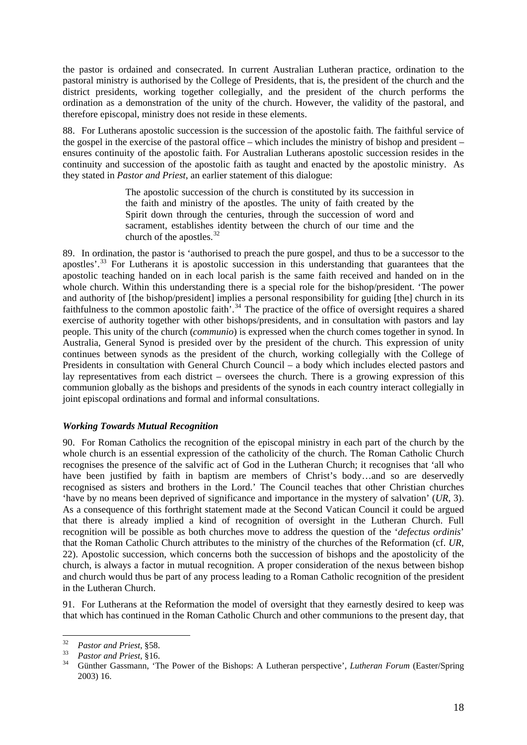the pastor is ordained and consecrated. In current Australian Lutheran practice, ordination to the pastoral ministry is authorised by the College of Presidents, that is, the president of the church and the district presidents, working together collegially, and the president of the church performs the ordination as a demonstration of the unity of the church. However, the validity of the pastoral, and therefore episcopal, ministry does not reside in these elements.

88. For Lutherans apostolic succession is the succession of the apostolic faith. The faithful service of the gospel in the exercise of the pastoral office – which includes the ministry of bishop and president – ensures continuity of the apostolic faith. For Australian Lutherans apostolic succession resides in the continuity and succession of the apostolic faith as taught and enacted by the apostolic ministry. As they stated in *Pastor and Priest*, an earlier statement of this dialogue:

> The apostolic succession of the church is constituted by its succession in the faith and ministry of the apostles. The unity of faith created by the Spirit down through the centuries, through the succession of word and sacrament, establishes identity between the church of our time and the church of the apostles.[32]

89. In ordination, the pastor is 'authorised to preach the pure gospel, and thus to be a successor to the apostles'.[33] For Lutherans it is apostolic succession in this understanding that guarantees that the apostolic teaching handed on in each local parish is the same faith received and handed on in the whole church. Within this understanding there is a special role for the bishop/president. 'The power and authority of [the bishop/president] implies a personal responsibility for guiding [the] church in its faithfulness to the common apostolic faith'.[34] The practice of the office of oversight requires a shared exercise of authority together with other bishops/presidents, and in consultation with pastors and lay people. This unity of the church (*communio*) is expressed when the church comes together in synod. In Australia, General Synod is presided over by the president of the church. This expression of unity continues between synods as the president of the church, working collegially with the College of Presidents in consultation with General Church Council – a body which includes elected pastors and lay representatives from each district – oversees the church. There is a growing expression of this communion globally as the bishops and presidents of the synods in each country interact collegially in joint episcopal ordinations and formal and informal consultations.

### *Working Towards Mutual Recognition*

90. For Roman Catholics the recognition of the episcopal ministry in each part of the church by the whole church is an essential expression of the catholicity of the church. The Roman Catholic Church recognises the presence of the salvific act of God in the Lutheran Church; it recognises that 'all who have been justified by faith in baptism are members of Christ's body…and so are deservedly recognised as sisters and brothers in the Lord.' The Council teaches that other Christian churches 'have by no means been deprived of significance and importance in the mystery of salvation' (*UR*, 3). As a consequence of this forthright statement made at the Second Vatican Council it could be argued that there is already implied a kind of recognition of oversight in the Lutheran Church. Full recognition will be possible as both churches move to address the question of the '*defectus ordinis*' that the Roman Catholic Church attributes to the ministry of the churches of the Reformation (cf. *UR*, 22). Apostolic succession, which concerns both the succession of bishops and the apostolicity of the church, is always a factor in mutual recognition. A proper consideration of the nexus between bishop and church would thus be part of any process leading to a Roman Catholic recognition of the president in the Lutheran Church.

91. For Lutherans at the Reformation the model of oversight that they earnestly desired to keep was that which has continued in the Roman Catholic Church and other communions to the present day, that

---

[32] *Pastor and Priest*, §58.

[33] *Pastor and Priest*, §16.

[34] Günther Gassmann, 'The Power of the Bishops: A Lutheran perspective', *Lutheran Forum* (Easter/Spring 2003) 16.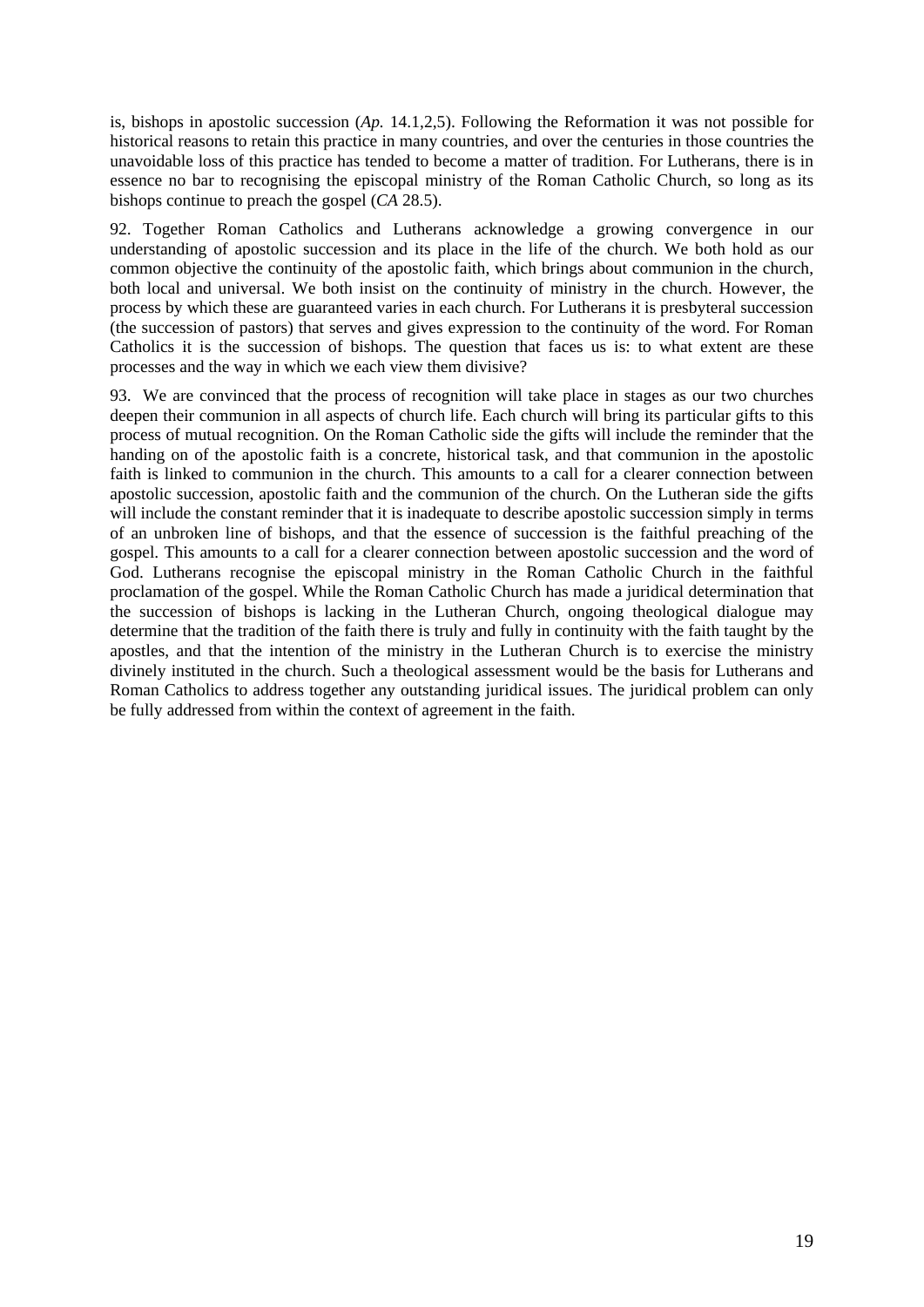is, bishops in apostolic succession (*Ap.* 14.1,2,5). Following the Reformation it was not possible for historical reasons to retain this practice in many countries, and over the centuries in those countries the unavoidable loss of this practice has tended to become a matter of tradition. For Lutherans, there is in essence no bar to recognising the episcopal ministry of the Roman Catholic Church, so long as its bishops continue to preach the gospel (*CA* 28.5).

92. Together Roman Catholics and Lutherans acknowledge a growing convergence in our understanding of apostolic succession and its place in the life of the church. We both hold as our common objective the continuity of the apostolic faith, which brings about communion in the church, both local and universal. We both insist on the continuity of ministry in the church. However, the process by which these are guaranteed varies in each church. For Lutherans it is presbyteral succession (the succession of pastors) that serves and gives expression to the continuity of the word. For Roman Catholics it is the succession of bishops. The question that faces us is: to what extent are these processes and the way in which we each view them divisive?

93. We are convinced that the process of recognition will take place in stages as our two churches deepen their communion in all aspects of church life. Each church will bring its particular gifts to this process of mutual recognition. On the Roman Catholic side the gifts will include the reminder that the handing on of the apostolic faith is a concrete, historical task, and that communion in the apostolic faith is linked to communion in the church. This amounts to a call for a clearer connection between apostolic succession, apostolic faith and the communion of the church. On the Lutheran side the gifts will include the constant reminder that it is inadequate to describe apostolic succession simply in terms of an unbroken line of bishops, and that the essence of succession is the faithful preaching of the gospel. This amounts to a call for a clearer connection between apostolic succession and the word of God. Lutherans recognise the episcopal ministry in the Roman Catholic Church in the faithful proclamation of the gospel. While the Roman Catholic Church has made a juridical determination that the succession of bishops is lacking in the Lutheran Church, ongoing theological dialogue may determine that the tradition of the faith there is truly and fully in continuity with the faith taught by the apostles, and that the intention of the ministry in the Lutheran Church is to exercise the ministry divinely instituted in the church. Such a theological assessment would be the basis for Lutherans and Roman Catholics to address together any outstanding juridical issues. The juridical problem can only be fully addressed from within the context of agreement in the faith.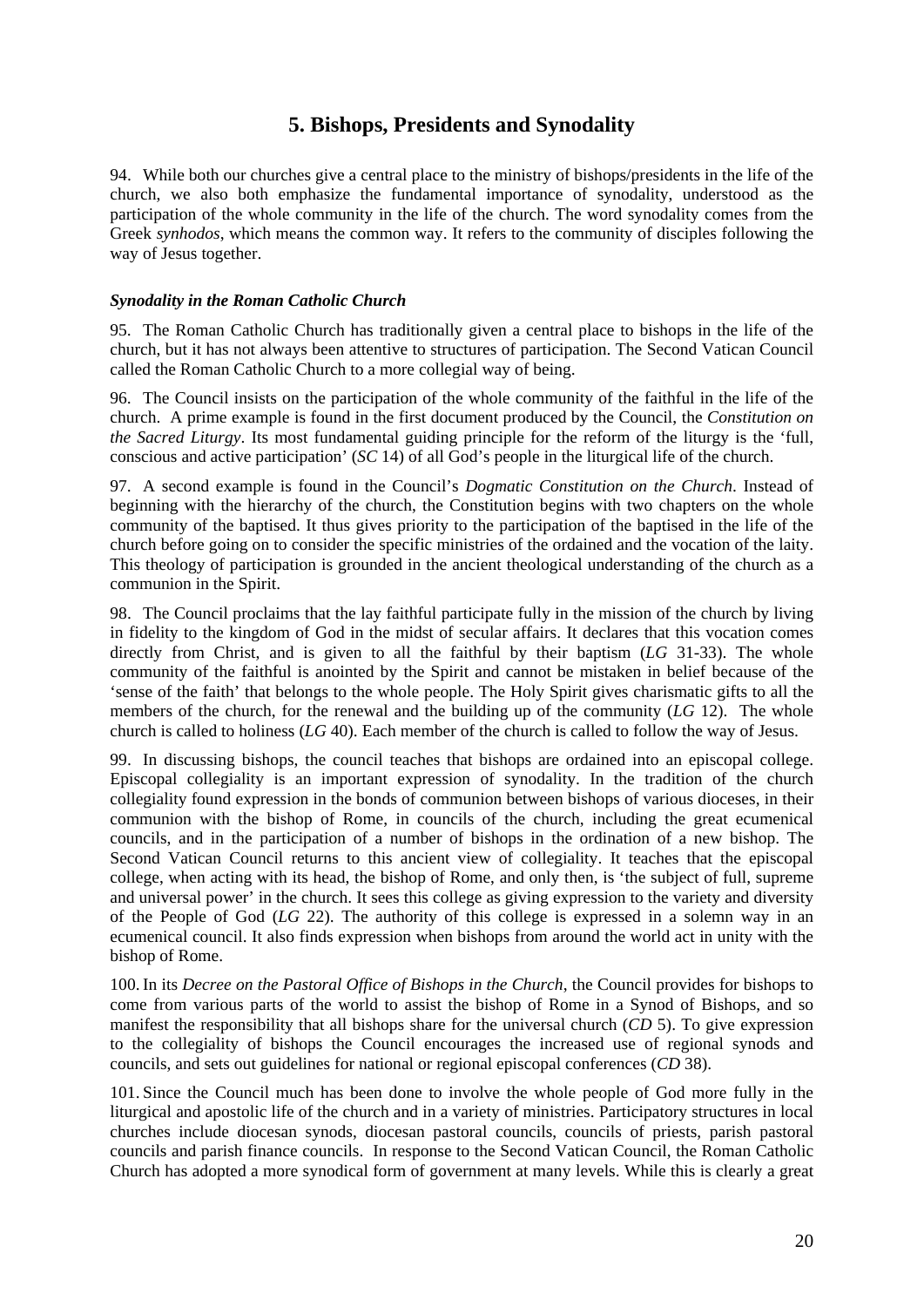## 5. Bishops, Presidents and Synodality

94. While both our churches give a central place to the ministry of bishops/presidents in the life of the church, we also both emphasize the fundamental importance of synodality, understood as the participation of the whole community in the life of the church. The word synodality comes from the Greek *synhodos*, which means the common way. It refers to the community of disciples following the way of Jesus together.

### *Synodality in the Roman Catholic Church*

95. The Roman Catholic Church has traditionally given a central place to bishops in the life of the church, but it has not always been attentive to structures of participation. The Second Vatican Council called the Roman Catholic Church to a more collegial way of being.

96. The Council insists on the participation of the whole community of the faithful in the life of the church. A prime example is found in the first document produced by the Council, the *Constitution on the Sacred Liturgy*. Its most fundamental guiding principle for the reform of the liturgy is the 'full, conscious and active participation' (*SC* 14) of all God's people in the liturgical life of the church.

97. A second example is found in the Council's *Dogmatic Constitution on the Church*. Instead of beginning with the hierarchy of the church, the Constitution begins with two chapters on the whole community of the baptised. It thus gives priority to the participation of the baptised in the life of the church before going on to consider the specific ministries of the ordained and the vocation of the laity. This theology of participation is grounded in the ancient theological understanding of the church as a communion in the Spirit.

98. The Council proclaims that the lay faithful participate fully in the mission of the church by living in fidelity to the kingdom of God in the midst of secular affairs. It declares that this vocation comes directly from Christ, and is given to all the faithful by their baptism (*LG* 31-33). The whole community of the faithful is anointed by the Spirit and cannot be mistaken in belief because of the 'sense of the faith' that belongs to the whole people. The Holy Spirit gives charismatic gifts to all the members of the church, for the renewal and the building up of the community (*LG* 12). The whole church is called to holiness (*LG* 40). Each member of the church is called to follow the way of Jesus.

99. In discussing bishops, the council teaches that bishops are ordained into an episcopal college. Episcopal collegiality is an important expression of synodality. In the tradition of the church collegiality found expression in the bonds of communion between bishops of various dioceses, in their communion with the bishop of Rome, in councils of the church, including the great ecumenical councils, and in the participation of a number of bishops in the ordination of a new bishop. The Second Vatican Council returns to this ancient view of collegiality. It teaches that the episcopal college, when acting with its head, the bishop of Rome, and only then, is 'the subject of full, supreme and universal power' in the church. It sees this college as giving expression to the variety and diversity of the People of God (*LG* 22). The authority of this college is expressed in a solemn way in an ecumenical council. It also finds expression when bishops from around the world act in unity with the bishop of Rome.

100. In its *Decree on the Pastoral Office of Bishops in the Church*, the Council provides for bishops to come from various parts of the world to assist the bishop of Rome in a Synod of Bishops, and so manifest the responsibility that all bishops share for the universal church (*CD* 5). To give expression to the collegiality of bishops the Council encourages the increased use of regional synods and councils, and sets out guidelines for national or regional episcopal conferences (*CD* 38).

101. Since the Council much has been done to involve the whole people of God more fully in the liturgical and apostolic life of the church and in a variety of ministries. Participatory structures in local churches include diocesan synods, diocesan pastoral councils, councils of priests, parish pastoral councils and parish finance councils. In response to the Second Vatican Council, the Roman Catholic Church has adopted a more synodical form of government at many levels. While this is clearly a great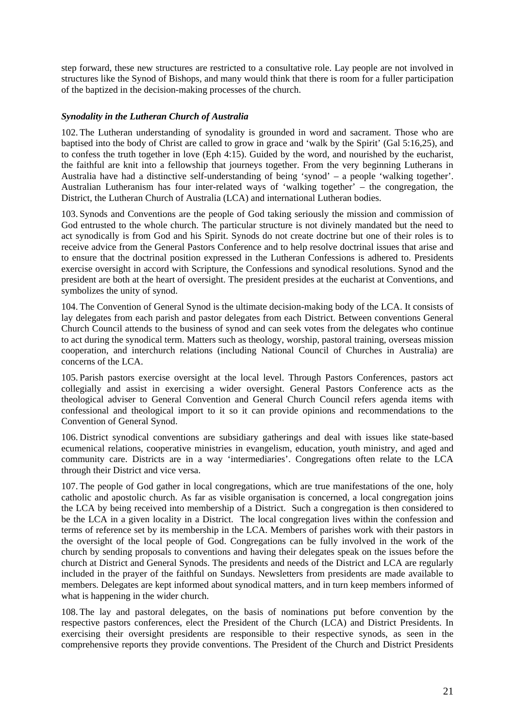step forward, these new structures are restricted to a consultative role. Lay people are not involved in structures like the Synod of Bishops, and many would think that there is room for a fuller participation of the baptized in the decision-making processes of the church.

### *Synodality in the Lutheran Church of Australia*

102. The Lutheran understanding of synodality is grounded in word and sacrament. Those who are baptised into the body of Christ are called to grow in grace and 'walk by the Spirit' (Gal 5:16,25), and to confess the truth together in love (Eph 4:15). Guided by the word, and nourished by the eucharist, the faithful are knit into a fellowship that journeys together. From the very beginning Lutherans in Australia have had a distinctive self-understanding of being 'synod' – a people 'walking together'. Australian Lutheranism has four inter-related ways of 'walking together' – the congregation, the District, the Lutheran Church of Australia (LCA) and international Lutheran bodies.

103. Synods and Conventions are the people of God taking seriously the mission and commission of God entrusted to the whole church. The particular structure is not divinely mandated but the need to act synodically is from God and his Spirit. Synods do not create doctrine but one of their roles is to receive advice from the General Pastors Conference and to help resolve doctrinal issues that arise and to ensure that the doctrinal position expressed in the Lutheran Confessions is adhered to. Presidents exercise oversight in accord with Scripture, the Confessions and synodical resolutions. Synod and the president are both at the heart of oversight. The president presides at the eucharist at Conventions, and symbolizes the unity of synod.

104. The Convention of General Synod is the ultimate decision-making body of the LCA. It consists of lay delegates from each parish and pastor delegates from each District. Between conventions General Church Council attends to the business of synod and can seek votes from the delegates who continue to act during the synodical term. Matters such as theology, worship, pastoral training, overseas mission cooperation, and interchurch relations (including National Council of Churches in Australia) are concerns of the LCA.

105. Parish pastors exercise oversight at the local level. Through Pastors Conferences, pastors act collegially and assist in exercising a wider oversight. General Pastors Conference acts as the theological adviser to General Convention and General Church Council refers agenda items with confessional and theological import to it so it can provide opinions and recommendations to the Convention of General Synod.

106. District synodical conventions are subsidiary gatherings and deal with issues like state-based ecumenical relations, cooperative ministries in evangelism, education, youth ministry, and aged and community care. Districts are in a way 'intermediaries'. Congregations often relate to the LCA through their District and vice versa.

107. The people of God gather in local congregations, which are true manifestations of the one, holy catholic and apostolic church. As far as visible organisation is concerned, a local congregation joins the LCA by being received into membership of a District. Such a congregation is then considered to be the LCA in a given locality in a District. The local congregation lives within the confession and terms of reference set by its membership in the LCA. Members of parishes work with their pastors in the oversight of the local people of God. Congregations can be fully involved in the work of the church by sending proposals to conventions and having their delegates speak on the issues before the church at District and General Synods. The presidents and needs of the District and LCA are regularly included in the prayer of the faithful on Sundays. Newsletters from presidents are made available to members. Delegates are kept informed about synodical matters, and in turn keep members informed of what is happening in the wider church.

108. The lay and pastoral delegates, on the basis of nominations put before convention by the respective pastors conferences, elect the President of the Church (LCA) and District Presidents. In exercising their oversight presidents are responsible to their respective synods, as seen in the comprehensive reports they provide conventions. The President of the Church and District Presidents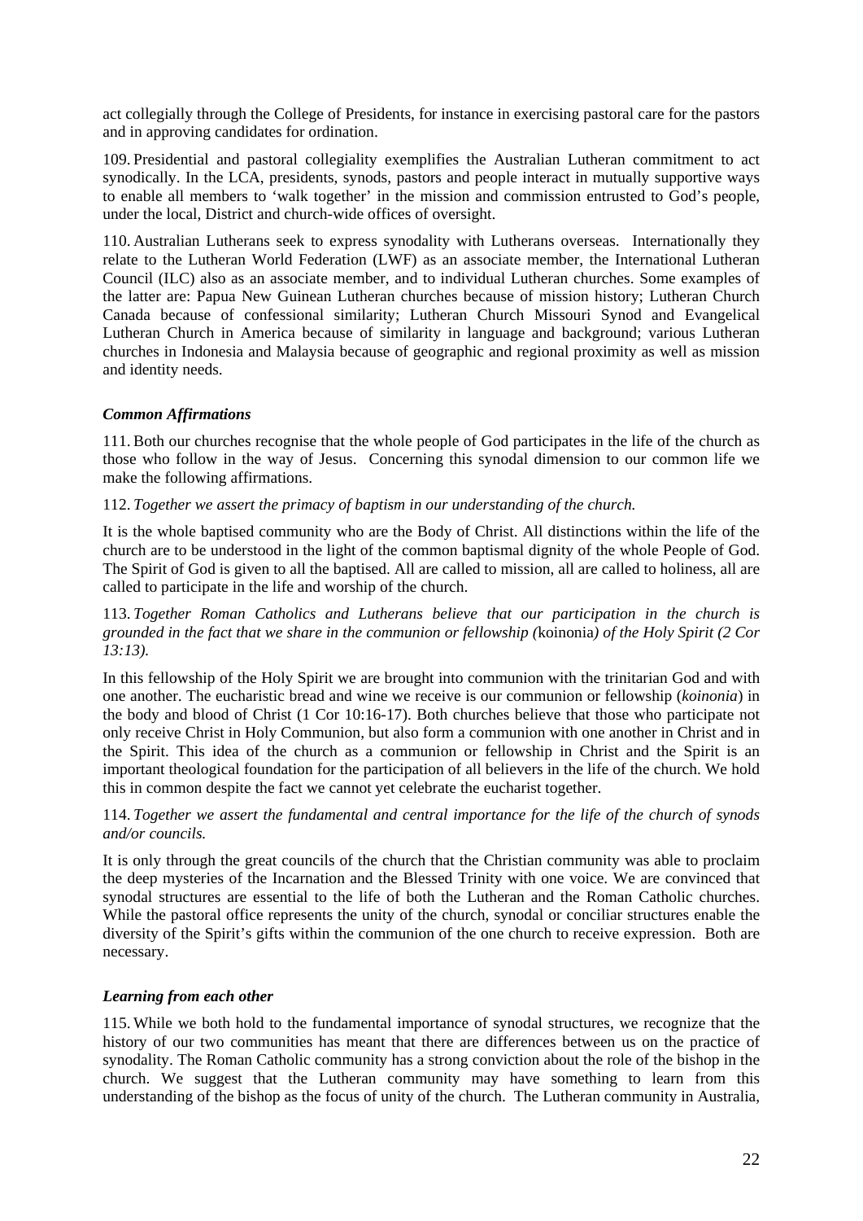act collegially through the College of Presidents, for instance in exercising pastoral care for the pastors and in approving candidates for ordination.

109. Presidential and pastoral collegiality exemplifies the Australian Lutheran commitment to act synodically. In the LCA, presidents, synods, pastors and people interact in mutually supportive ways to enable all members to 'walk together' in the mission and commission entrusted to God's people, under the local, District and church-wide offices of oversight.

110. Australian Lutherans seek to express synodality with Lutherans overseas. Internationally they relate to the Lutheran World Federation (LWF) as an associate member, the International Lutheran Council (ILC) also as an associate member, and to individual Lutheran churches. Some examples of the latter are: Papua New Guinean Lutheran churches because of mission history; Lutheran Church Canada because of confessional similarity; Lutheran Church Missouri Synod and Evangelical Lutheran Church in America because of similarity in language and background; various Lutheran churches in Indonesia and Malaysia because of geographic and regional proximity as well as mission and identity needs.

### *Common Affirmations*

111. Both our churches recognise that the whole people of God participates in the life of the church as those who follow in the way of Jesus. Concerning this synodal dimension to our common life we make the following affirmations.

112. *Together we assert the primacy of baptism in our understanding of the church.*

It is the whole baptised community who are the Body of Christ. All distinctions within the life of the church are to be understood in the light of the common baptismal dignity of the whole People of God. The Spirit of God is given to all the baptised. All are called to mission, all are called to holiness, all are called to participate in the life and worship of the church.

113. *Together Roman Catholics and Lutherans believe that our participation in the church is grounded in the fact that we share in the communion or fellowship (*koinonia*) of the Holy Spirit (2 Cor 13:13).*

In this fellowship of the Holy Spirit we are brought into communion with the trinitarian God and with one another. The eucharistic bread and wine we receive is our communion or fellowship (*koinonia*) in the body and blood of Christ (1 Cor 10:16-17). Both churches believe that those who participate not only receive Christ in Holy Communion, but also form a communion with one another in Christ and in the Spirit. This idea of the church as a communion or fellowship in Christ and the Spirit is an important theological foundation for the participation of all believers in the life of the church. We hold this in common despite the fact we cannot yet celebrate the eucharist together.

114. *Together we assert the fundamental and central importance for the life of the church of synods and/or councils.*

It is only through the great councils of the church that the Christian community was able to proclaim the deep mysteries of the Incarnation and the Blessed Trinity with one voice. We are convinced that synodal structures are essential to the life of both the Lutheran and the Roman Catholic churches. While the pastoral office represents the unity of the church, synodal or conciliar structures enable the diversity of the Spirit's gifts within the communion of the one church to receive expression. Both are necessary.

### *Learning from each other*

115. While we both hold to the fundamental importance of synodal structures, we recognize that the history of our two communities has meant that there are differences between us on the practice of synodality. The Roman Catholic community has a strong conviction about the role of the bishop in the church. We suggest that the Lutheran community may have something to learn from this understanding of the bishop as the focus of unity of the church. The Lutheran community in Australia,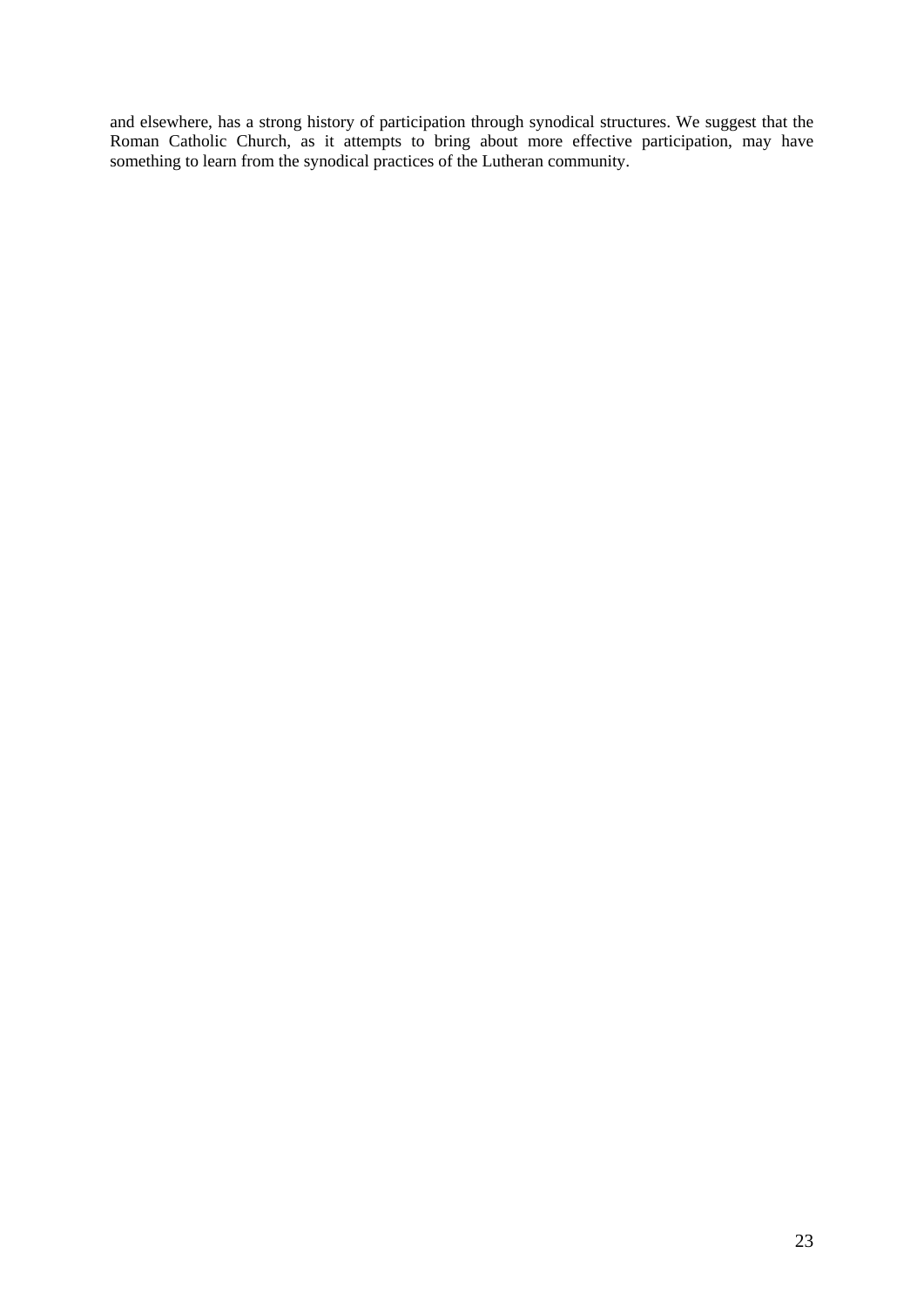and elsewhere, has a strong history of participation through synodical structures. We suggest that the Roman Catholic Church, as it attempts to bring about more effective participation, may have something to learn from the synodical practices of the Lutheran community.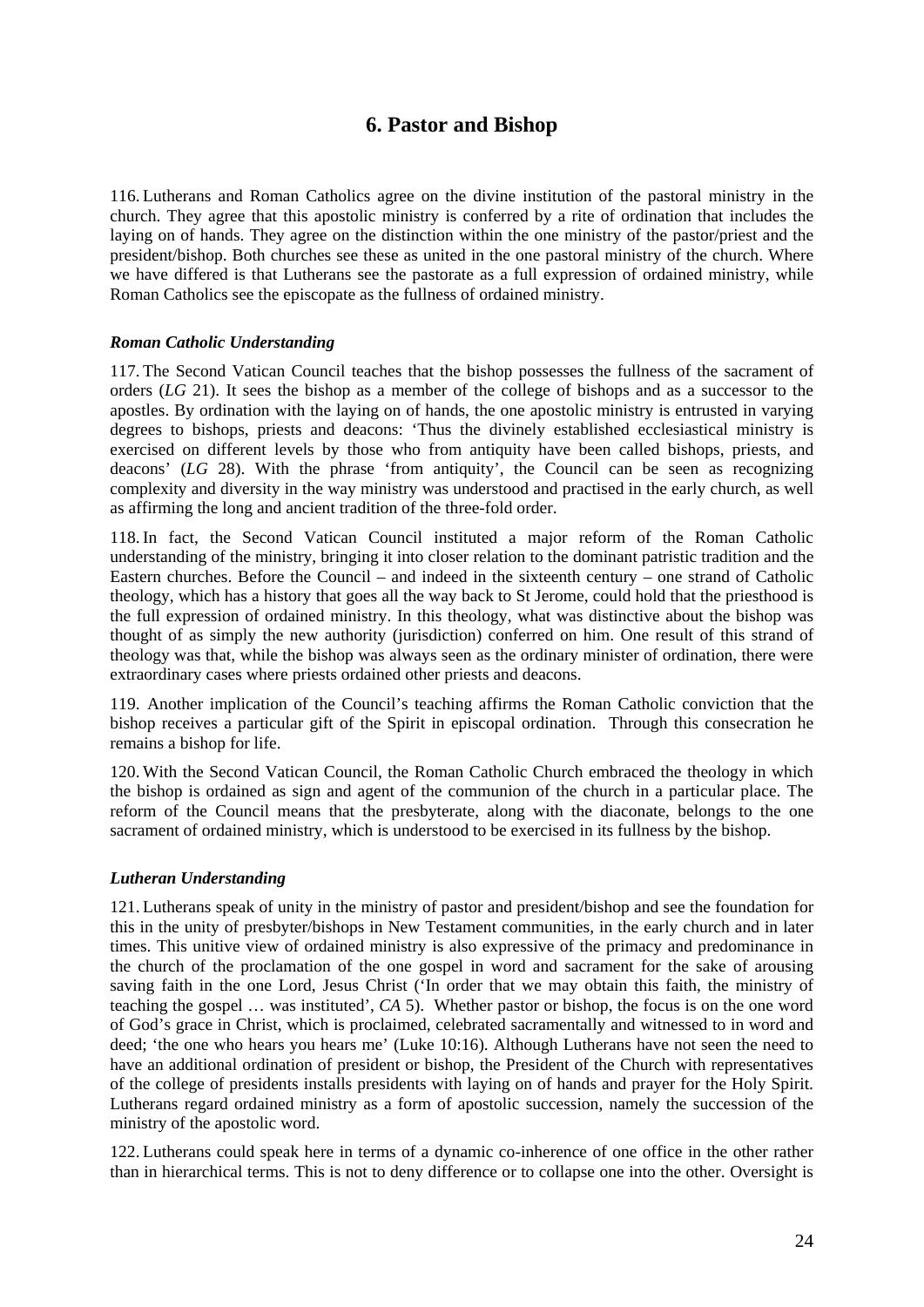## 6. Pastor and Bishop

116. Lutherans and Roman Catholics agree on the divine institution of the pastoral ministry in the church. They agree that this apostolic ministry is conferred by a rite of ordination that includes the laying on of hands. They agree on the distinction within the one ministry of the pastor/priest and the president/bishop. Both churches see these as united in the one pastoral ministry of the church. Where we have differed is that Lutherans see the pastorate as a full expression of ordained ministry, while Roman Catholics see the episcopate as the fullness of ordained ministry.

### *Roman Catholic Understanding*

117. The Second Vatican Council teaches that the bishop possesses the fullness of the sacrament of orders (*LG* 21). It sees the bishop as a member of the college of bishops and as a successor to the apostles. By ordination with the laying on of hands, the one apostolic ministry is entrusted in varying degrees to bishops, priests and deacons: 'Thus the divinely established ecclesiastical ministry is exercised on different levels by those who from antiquity have been called bishops, priests, and deacons' (*LG* 28). With the phrase 'from antiquity', the Council can be seen as recognizing complexity and diversity in the way ministry was understood and practised in the early church, as well as affirming the long and ancient tradition of the three-fold order.

118. In fact, the Second Vatican Council instituted a major reform of the Roman Catholic understanding of the ministry, bringing it into closer relation to the dominant patristic tradition and the Eastern churches. Before the Council – and indeed in the sixteenth century – one strand of Catholic theology, which has a history that goes all the way back to St Jerome, could hold that the priesthood is the full expression of ordained ministry. In this theology, what was distinctive about the bishop was thought of as simply the new authority (jurisdiction) conferred on him. One result of this strand of theology was that, while the bishop was always seen as the ordinary minister of ordination, there were extraordinary cases where priests ordained other priests and deacons.

119. Another implication of the Council's teaching affirms the Roman Catholic conviction that the bishop receives a particular gift of the Spirit in episcopal ordination. Through this consecration he remains a bishop for life.

120. With the Second Vatican Council, the Roman Catholic Church embraced the theology in which the bishop is ordained as sign and agent of the communion of the church in a particular place. The reform of the Council means that the presbyterate, along with the diaconate, belongs to the one sacrament of ordained ministry, which is understood to be exercised in its fullness by the bishop.

### *Lutheran Understanding*

121. Lutherans speak of unity in the ministry of pastor and president/bishop and see the foundation for this in the unity of presbyter/bishops in New Testament communities, in the early church and in later times. This unitive view of ordained ministry is also expressive of the primacy and predominance in the church of the proclamation of the one gospel in word and sacrament for the sake of arousing saving faith in the one Lord, Jesus Christ ('In order that we may obtain this faith, the ministry of teaching the gospel … was instituted', *CA* 5). Whether pastor or bishop, the focus is on the one word of God's grace in Christ, which is proclaimed, celebrated sacramentally and witnessed to in word and deed; 'the one who hears you hears me' (Luke 10:16). Although Lutherans have not seen the need to have an additional ordination of president or bishop, the President of the Church with representatives of the college of presidents installs presidents with laying on of hands and prayer for the Holy Spirit. Lutherans regard ordained ministry as a form of apostolic succession, namely the succession of the ministry of the apostolic word.

122. Lutherans could speak here in terms of a dynamic co-inherence of one office in the other rather than in hierarchical terms. This is not to deny difference or to collapse one into the other. Oversight is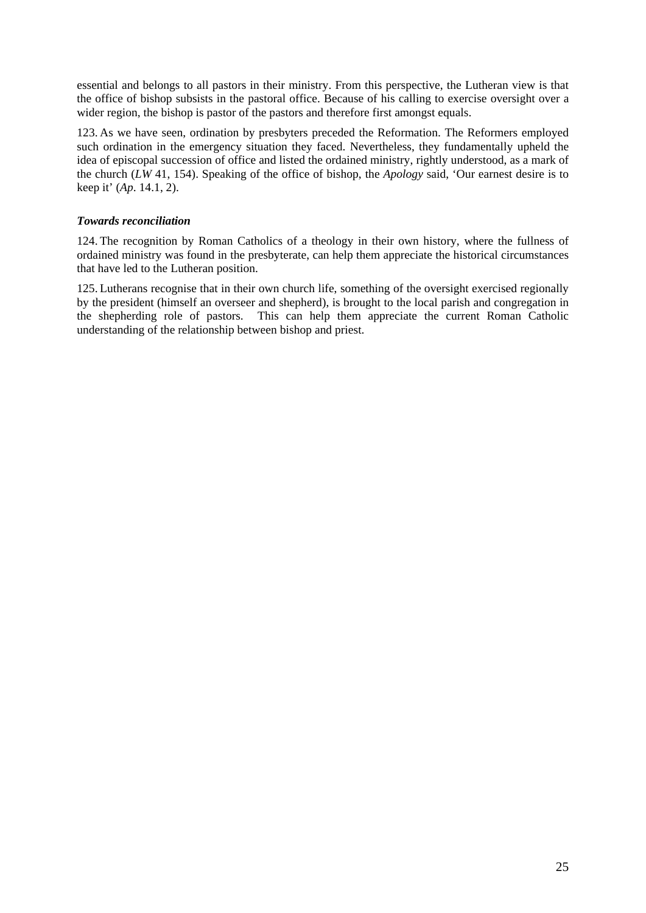essential and belongs to all pastors in their ministry. From this perspective, the Lutheran view is that the office of bishop subsists in the pastoral office. Because of his calling to exercise oversight over a wider region, the bishop is pastor of the pastors and therefore first amongst equals.

123. As we have seen, ordination by presbyters preceded the Reformation. The Reformers employed such ordination in the emergency situation they faced. Nevertheless, they fundamentally upheld the idea of episcopal succession of office and listed the ordained ministry, rightly understood, as a mark of the church (*LW* 41, 154). Speaking of the office of bishop, the *Apology* said, 'Our earnest desire is to keep it' (*Ap*. 14.1, 2).

***Towards reconciliation***

124. The recognition by Roman Catholics of a theology in their own history, where the fullness of ordained ministry was found in the presbyterate, can help them appreciate the historical circumstances that have led to the Lutheran position.

125. Lutherans recognise that in their own church life, something of the oversight exercised regionally by the president (himself an overseer and shepherd), is brought to the local parish and congregation in the shepherding role of pastors. This can help them appreciate the current Roman Catholic understanding of the relationship between bishop and priest.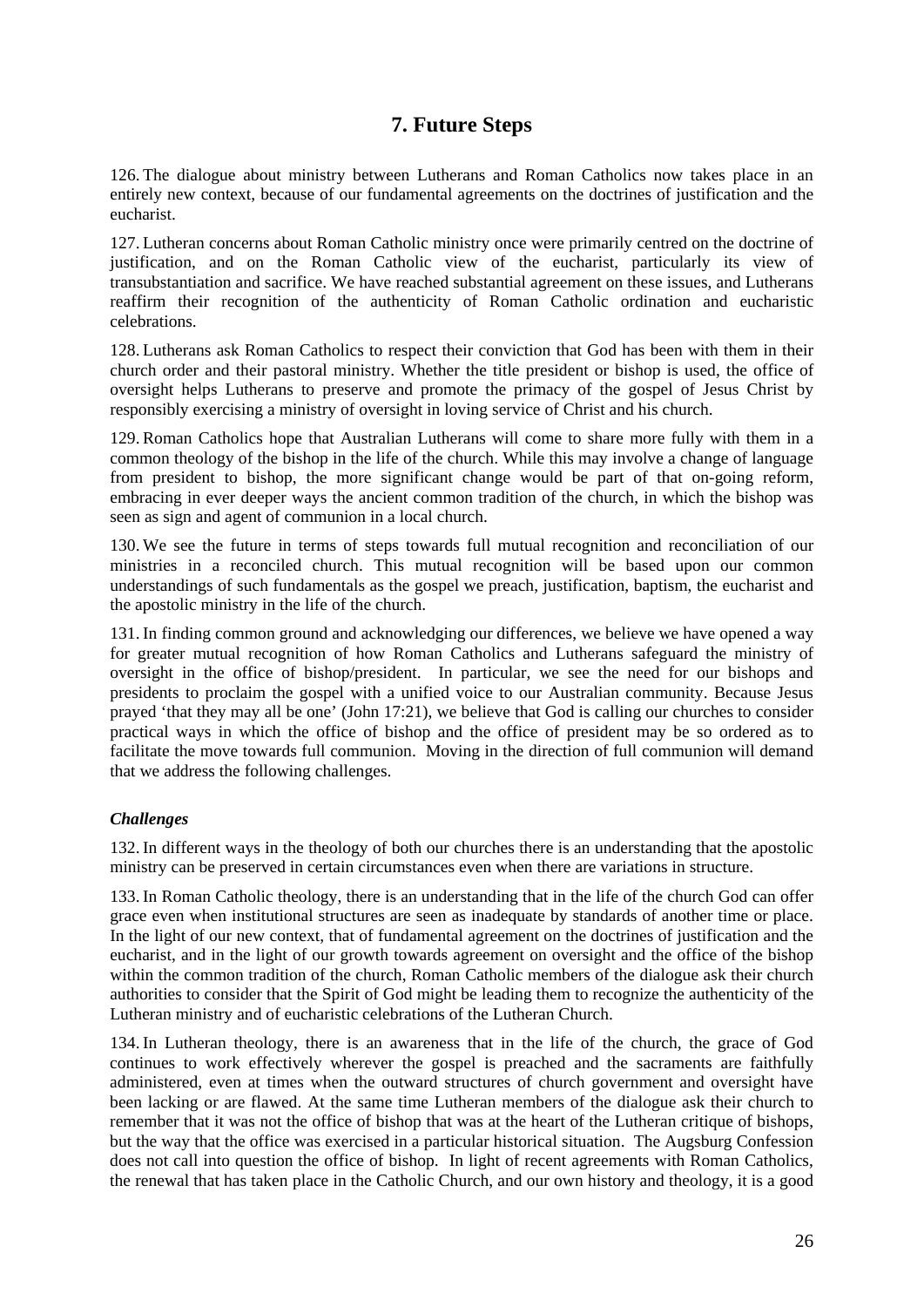# 7. Future Steps

126. The dialogue about ministry between Lutherans and Roman Catholics now takes place in an entirely new context, because of our fundamental agreements on the doctrines of justification and the eucharist.

127. Lutheran concerns about Roman Catholic ministry once were primarily centred on the doctrine of justification, and on the Roman Catholic view of the eucharist, particularly its view of transubstantiation and sacrifice. We have reached substantial agreement on these issues, and Lutherans reaffirm their recognition of the authenticity of Roman Catholic ordination and eucharistic celebrations.

128. Lutherans ask Roman Catholics to respect their conviction that God has been with them in their church order and their pastoral ministry. Whether the title president or bishop is used, the office of oversight helps Lutherans to preserve and promote the primacy of the gospel of Jesus Christ by responsibly exercising a ministry of oversight in loving service of Christ and his church.

129. Roman Catholics hope that Australian Lutherans will come to share more fully with them in a common theology of the bishop in the life of the church. While this may involve a change of language from president to bishop, the more significant change would be part of that on-going reform, embracing in ever deeper ways the ancient common tradition of the church, in which the bishop was seen as sign and agent of communion in a local church.

130. We see the future in terms of steps towards full mutual recognition and reconciliation of our ministries in a reconciled church. This mutual recognition will be based upon our common understandings of such fundamentals as the gospel we preach, justification, baptism, the eucharist and the apostolic ministry in the life of the church.

131. In finding common ground and acknowledging our differences, we believe we have opened a way for greater mutual recognition of how Roman Catholics and Lutherans safeguard the ministry of oversight in the office of bishop/president. In particular, we see the need for our bishops and presidents to proclaim the gospel with a unified voice to our Australian community. Because Jesus prayed 'that they may all be one' (John 17:21), we believe that God is calling our churches to consider practical ways in which the office of bishop and the office of president may be so ordered as to facilitate the move towards full communion. Moving in the direction of full communion will demand that we address the following challenges.

### *Challenges*

132. In different ways in the theology of both our churches there is an understanding that the apostolic ministry can be preserved in certain circumstances even when there are variations in structure.

133. In Roman Catholic theology, there is an understanding that in the life of the church God can offer grace even when institutional structures are seen as inadequate by standards of another time or place. In the light of our new context, that of fundamental agreement on the doctrines of justification and the eucharist, and in the light of our growth towards agreement on oversight and the office of the bishop within the common tradition of the church, Roman Catholic members of the dialogue ask their church authorities to consider that the Spirit of God might be leading them to recognize the authenticity of the Lutheran ministry and of eucharistic celebrations of the Lutheran Church.

134. In Lutheran theology, there is an awareness that in the life of the church, the grace of God continues to work effectively wherever the gospel is preached and the sacraments are faithfully administered, even at times when the outward structures of church government and oversight have been lacking or are flawed. At the same time Lutheran members of the dialogue ask their church to remember that it was not the office of bishop that was at the heart of the Lutheran critique of bishops, but the way that the office was exercised in a particular historical situation. The Augsburg Confession does not call into question the office of bishop. In light of recent agreements with Roman Catholics, the renewal that has taken place in the Catholic Church, and our own history and theology, it is a good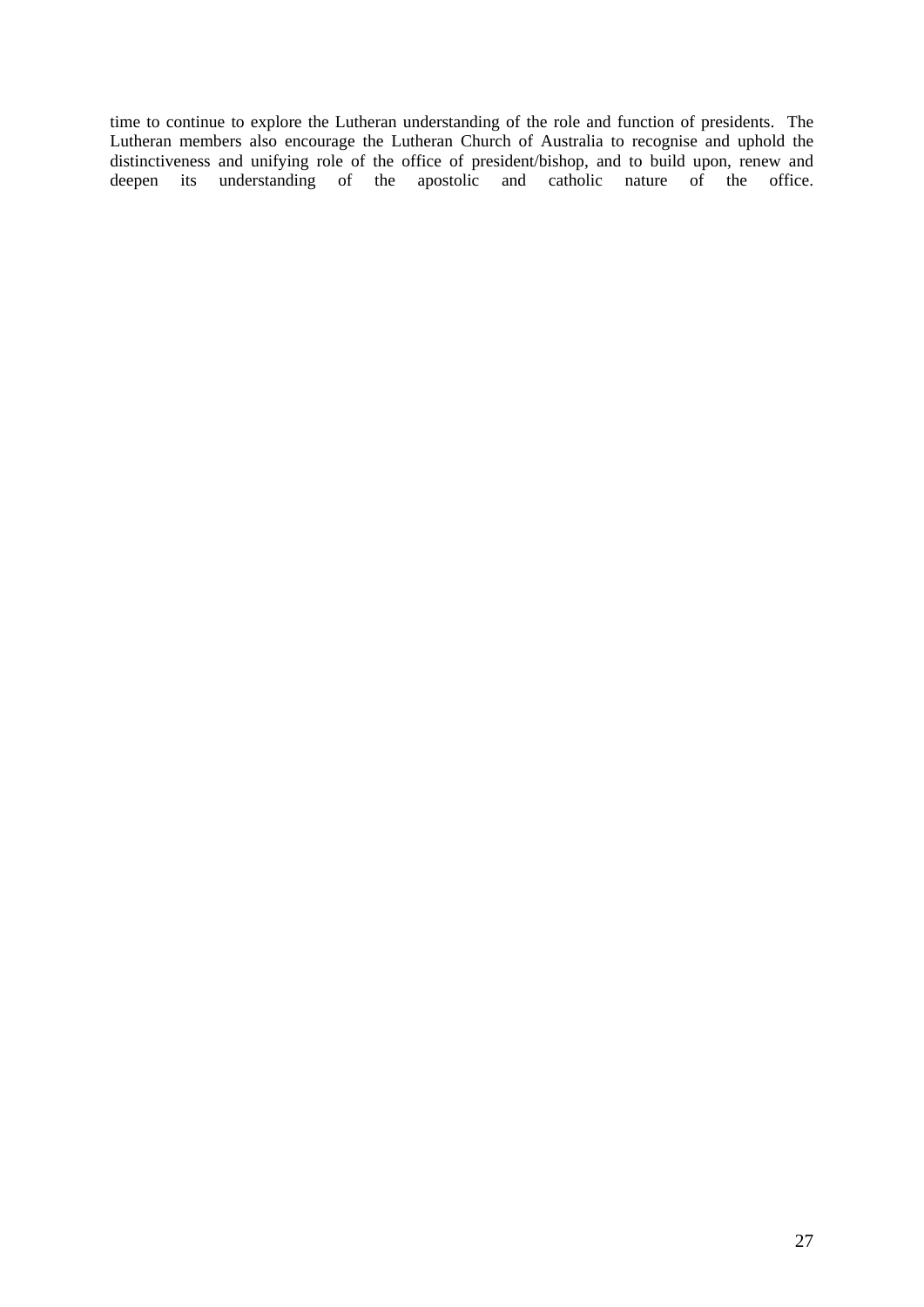time to continue to explore the Lutheran understanding of the role and function of presidents. The Lutheran members also encourage the Lutheran Church of Australia to recognise and uphold the distinctiveness and unifying role of the office of president/bishop, and to build upon, renew and deepen its understanding of the apostolic and catholic nature of the office.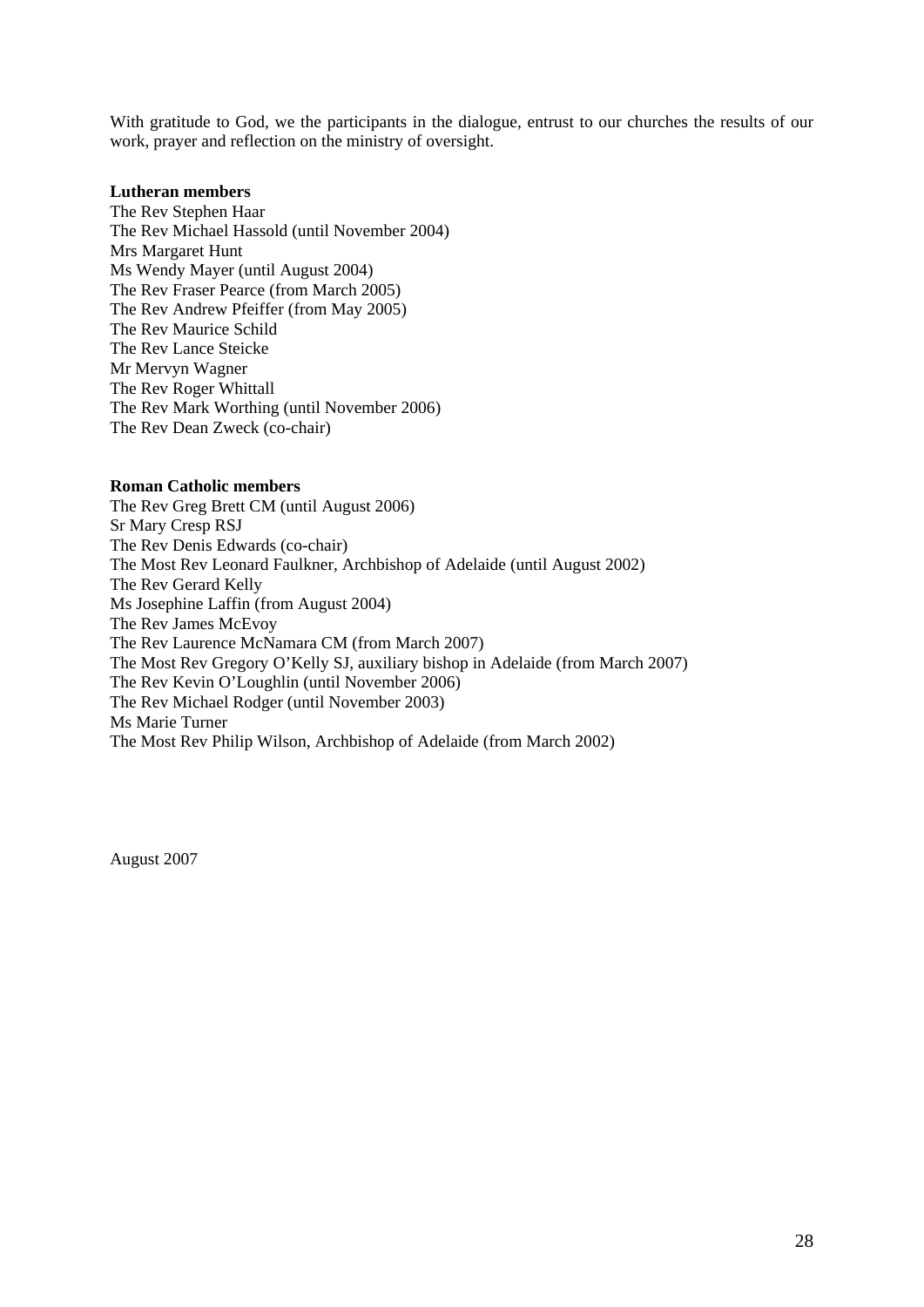With gratitude to God, we the participants in the dialogue, entrust to our churches the results of our work, prayer and reflection on the ministry of oversight.

**Lutheran members**

The Rev Stephen Haar
The Rev Michael Hassold (until November 2004)
Mrs Margaret Hunt
Ms Wendy Mayer (until August 2004)
The Rev Fraser Pearce (from March 2005)
The Rev Andrew Pfeiffer (from May 2005)
The Rev Maurice Schild
The Rev Lance Steicke
Mr Mervyn Wagner
The Rev Roger Whittall
The Rev Mark Worthing (until November 2006)
The Rev Dean Zweck (co-chair)

**Roman Catholic members**

The Rev Greg Brett CM (until August 2006)
Sr Mary Cresp RSJ
The Rev Denis Edwards (co-chair)
The Most Rev Leonard Faulkner, Archbishop of Adelaide (until August 2002)
The Rev Gerard Kelly
Ms Josephine Laffin (from August 2004)
The Rev James McEvoy
The Rev Laurence McNamara CM (from March 2007)
The Most Rev Gregory O'Kelly SJ, auxiliary bishop in Adelaide (from March 2007)
The Rev Kevin O'Loughlin (until November 2006)
The Rev Michael Rodger (until November 2003)
Ms Marie Turner
The Most Rev Philip Wilson, Archbishop of Adelaide (from March 2002)

August 2007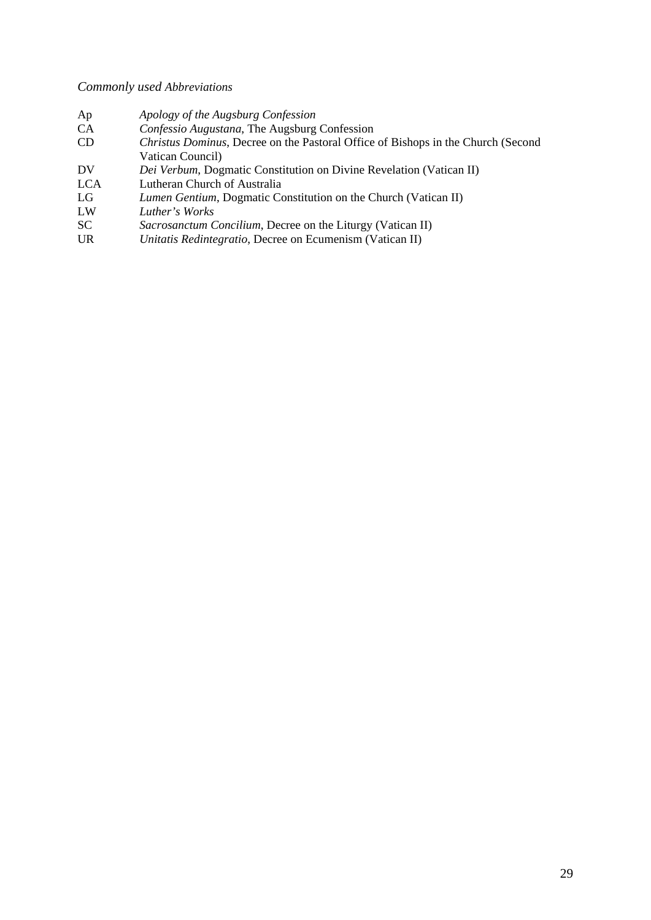*Commonly used Abbreviations*

| | |
|---|---|
| Ap | *Apology of the Augsburg Confession* |
| CA | *Confessio Augustana*, The Augsburg Confession |
| CD | *Christus Dominus*, Decree on the Pastoral Office of Bishops in the Church (Second Vatican Council) |
| DV | *Dei Verbum*, Dogmatic Constitution on Divine Revelation (Vatican II) |
| LCA | Lutheran Church of Australia |
| LG | *Lumen Gentium*, Dogmatic Constitution on the Church (Vatican II) |
| LW | *Luther's Works* |
| SC | *Sacrosanctum Concilium*, Decree on the Liturgy (Vatican II) |
| UR | *Unitatis Redintegratio*, Decree on Ecumenism (Vatican II) |